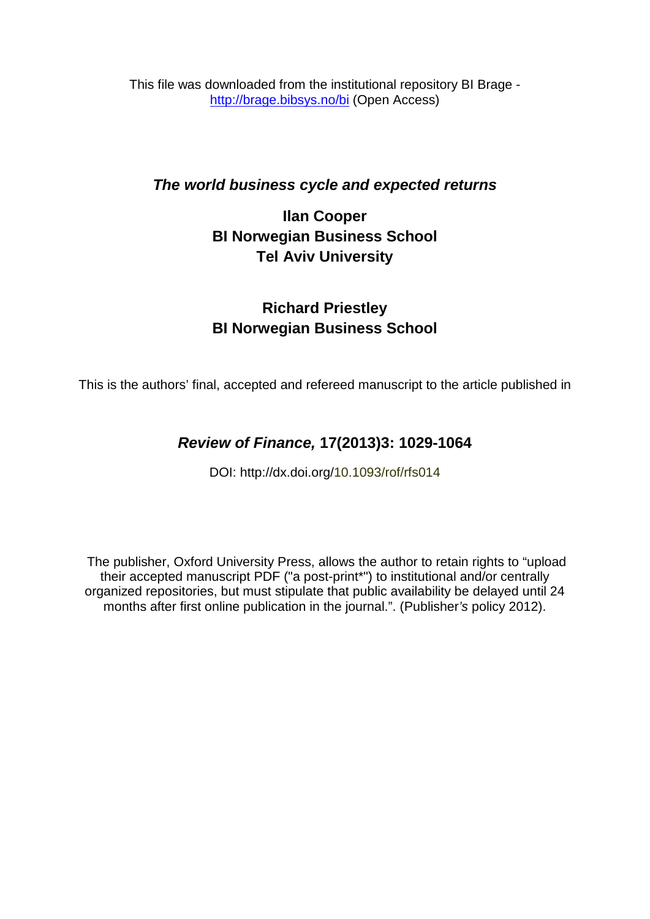This file was downloaded from the institutional repository BI Brage - http://brage.bibsys.no/bi (Open Access)

# *The world business cycle and expected returns*

**Ilan Cooper**
**BI Norwegian Business School**
**Tel Aviv University**

**Richard Priestley**
**BI Norwegian Business School**

This is the authors' final, accepted and refereed manuscript to the article published in

***Review of Finance,* 17(2013)3: 1029-1064**

DOI: http://dx.doi.org/10.1093/rof/rfs014

The publisher, Oxford University Press, allows the author to retain rights to "upload their accepted manuscript PDF ("a post-print*") to institutional and/or centrally organized repositories, but must stipulate that public availability be delayed until 24 months after first online publication in the journal.". (Publisher's policy 2012).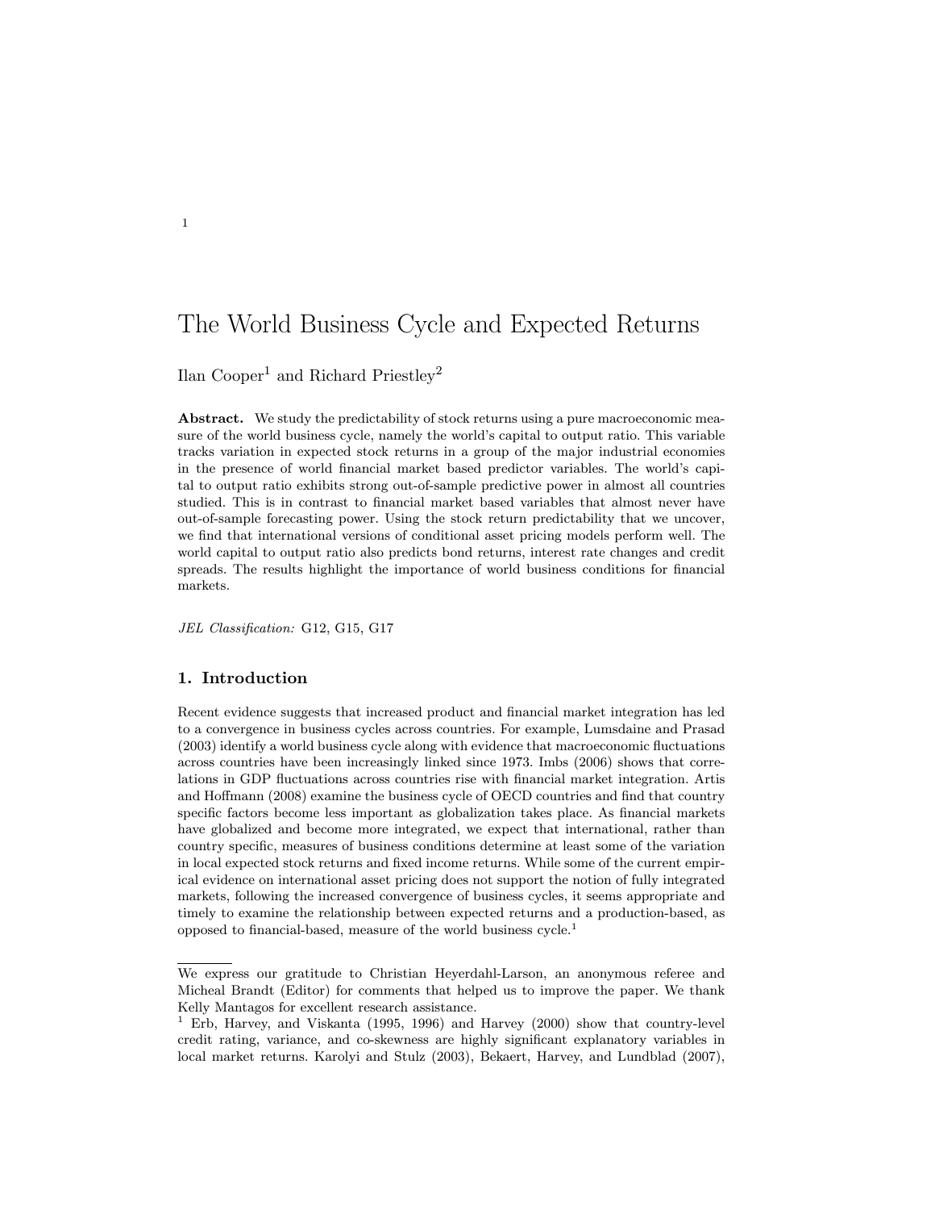# The World Business Cycle and Expected Returns

Ilan Cooper[1] and Richard Priestley[2]

**Abstract.** We study the predictability of stock returns using a pure macroeconomic measure of the world business cycle, namely the world's capital to output ratio. This variable tracks variation in expected stock returns in a group of the major industrial economies in the presence of world financial market based predictor variables. The world's capital to output ratio exhibits strong out-of-sample predictive power in almost all countries studied. This is in contrast to financial market based variables that almost never have out-of-sample forecasting power. Using the stock return predictability that we uncover, we find that international versions of conditional asset pricing models perform well. The world capital to output ratio also predicts bond returns, interest rate changes and credit spreads. The results highlight the importance of world business conditions for financial markets.

*JEL Classification:* G12, G15, G17

## 1. Introduction

Recent evidence suggests that increased product and financial market integration has led to a convergence in business cycles across countries. For example, Lumsdaine and Prasad (2003) identify a world business cycle along with evidence that macroeconomic fluctuations across countries have been increasingly linked since 1973. Imbs (2006) shows that correlations in GDP fluctuations across countries rise with financial market integration. Artis and Hoffmann (2008) examine the business cycle of OECD countries and find that country specific factors become less important as globalization takes place. As financial markets have globalized and become more integrated, we expect that international, rather than country specific, measures of business conditions determine at least some of the variation in local expected stock returns and fixed income returns. While some of the current empirical evidence on international asset pricing does not support the notion of fully integrated markets, following the increased convergence of business cycles, it seems appropriate and timely to examine the relationship between expected returns and a production-based, as opposed to financial-based, measure of the world business cycle.[1]

---

We express our gratitude to Christian Heyerdahl-Larson, an anonymous referee and Micheal Brandt (Editor) for comments that helped us to improve the paper. We thank Kelly Mantagos for excellent research assistance.

[1] Erb, Harvey, and Viskanta (1995, 1996) and Harvey (2000) show that country-level credit rating, variance, and co-skewness are highly significant explanatory variables in local market returns. Karolyi and Stulz (2003), Bekaert, Harvey, and Lundblad (2007),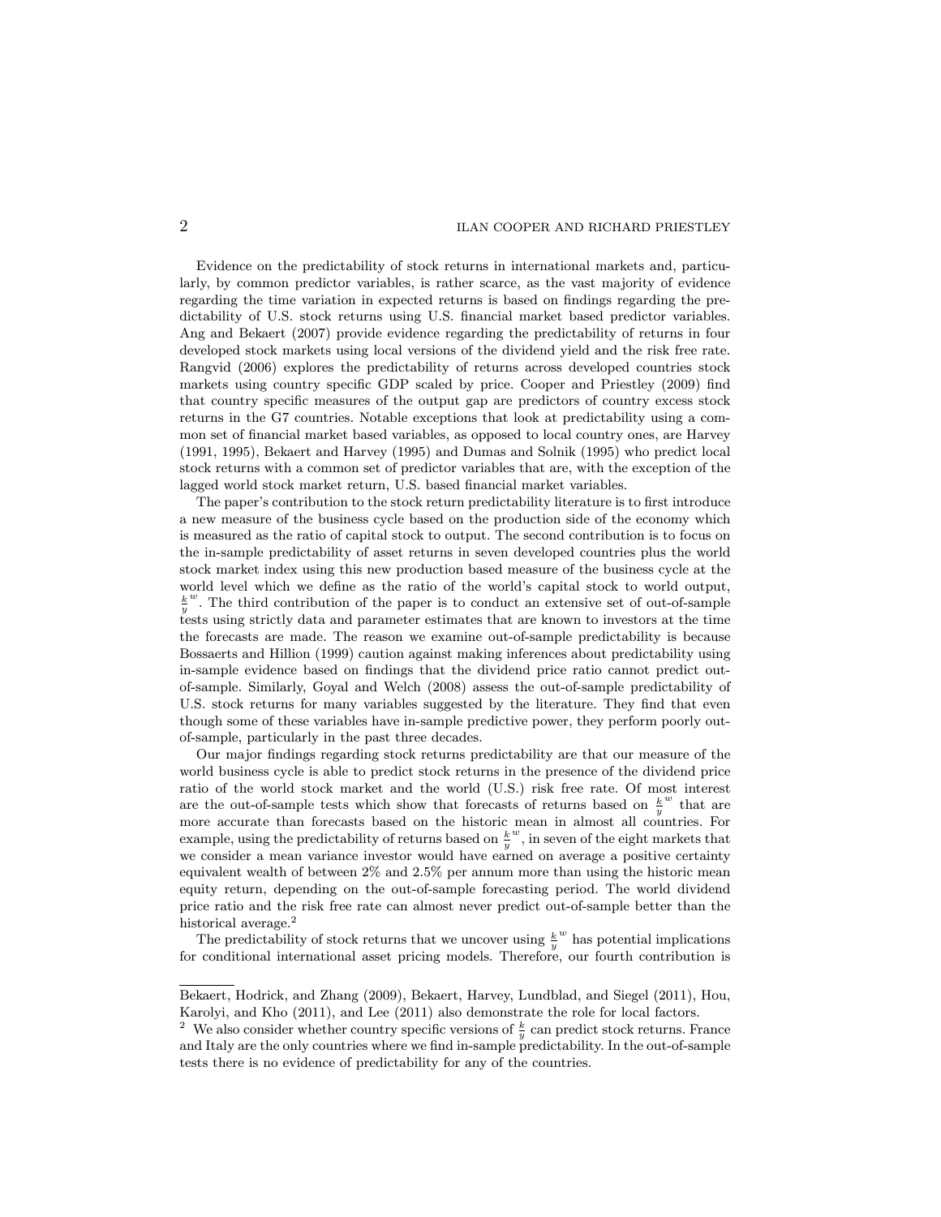Evidence on the predictability of stock returns in international markets and, particularly, by common predictor variables, is rather scarce, as the vast majority of evidence regarding the time variation in expected returns is based on findings regarding the predictability of U.S. stock returns using U.S. financial market based predictor variables. Ang and Bekaert (2007) provide evidence regarding the predictability of returns in four developed stock markets using local versions of the dividend yield and the risk free rate. Rangvid (2006) explores the predictability of returns across developed countries stock markets using country specific GDP scaled by price. Cooper and Priestley (2009) find that country specific measures of the output gap are predictors of country excess stock returns in the G7 countries. Notable exceptions that look at predictability using a common set of financial market based variables, as opposed to local country ones, are Harvey (1991, 1995), Bekaert and Harvey (1995) and Dumas and Solnik (1995) who predict local stock returns with a common set of predictor variables that are, with the exception of the lagged world stock market return, U.S. based financial market variables.

The paper's contribution to the stock return predictability literature is to first introduce a new measure of the business cycle based on the production side of the economy which is measured as the ratio of capital stock to output. The second contribution is to focus on the in-sample predictability of asset returns in seven developed countries plus the world stock market index using this new production based measure of the business cycle at the world level which we define as the ratio of the world's capital stock to world output, $\frac{k}{y}^{w}$. The third contribution of the paper is to conduct an extensive set of out-of-sample tests using strictly data and parameter estimates that are known to investors at the time the forecasts are made. The reason we examine out-of-sample predictability is because Bossaerts and Hillion (1999) caution against making inferences about predictability using in-sample evidence based on findings that the dividend price ratio cannot predict out-of-sample. Similarly, Goyal and Welch (2008) assess the out-of-sample predictability of U.S. stock returns for many variables suggested by the literature. They find that even though some of these variables have in-sample predictive power, they perform poorly out-of-sample, particularly in the past three decades.

Our major findings regarding stock returns predictability are that our measure of the world business cycle is able to predict stock returns in the presence of the dividend price ratio of the world stock market and the world (U.S.) risk free rate. Of most interest are the out-of-sample tests which show that forecasts of returns based on $\frac{k}{y}^{w}$ that are more accurate than forecasts based on the historic mean in almost all countries. For example, using the predictability of returns based on $\frac{k}{y}^{w}$, in seven of the eight markets that we consider a mean variance investor would have earned on average a positive certainty equivalent wealth of between 2% and 2.5% per annum more than using the historic mean equity return, depending on the out-of-sample forecasting period. The world dividend price ratio and the risk free rate can almost never predict out-of-sample better than the historical average.[2]

The predictability of stock returns that we uncover using $\frac{k}{y}^{w}$ has potential implications for conditional international asset pricing models. Therefore, our fourth contribution is

---

Bekaert, Hodrick, and Zhang (2009), Bekaert, Harvey, Lundblad, and Siegel (2011), Hou, Karolyi, and Kho (2011), and Lee (2011) also demonstrate the role for local factors.

[2] We also consider whether country specific versions of $\frac{k}{y}$ can predict stock returns. France and Italy are the only countries where we find in-sample predictability. In the out-of-sample tests there is no evidence of predictability for any of the countries.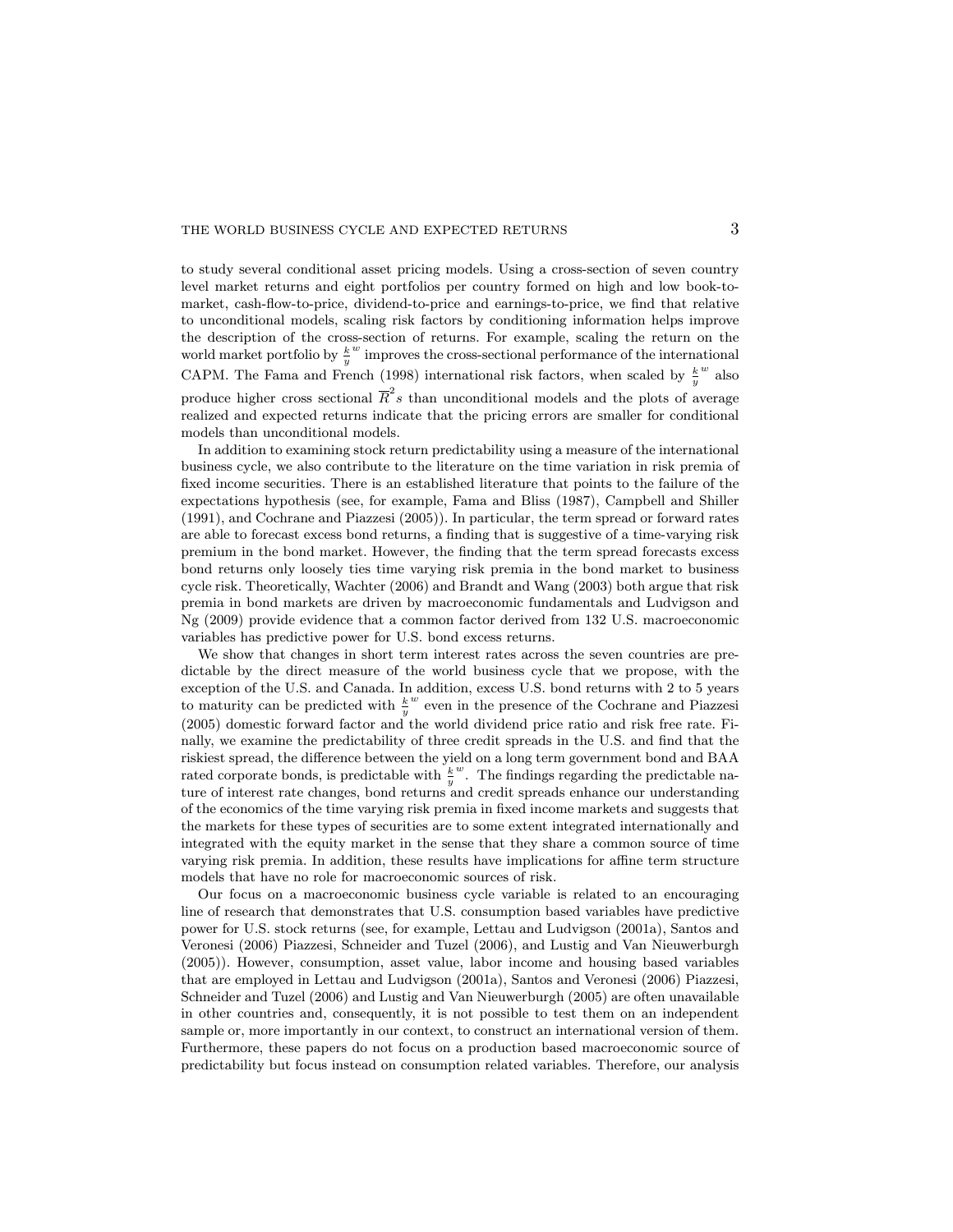to study several conditional asset pricing models. Using a cross-section of seven country level market returns and eight portfolios per country formed on high and low book-to-market, cash-flow-to-price, dividend-to-price and earnings-to-price, we find that relative to unconditional models, scaling risk factors by conditioning information helps improve the description of the cross-section of returns. For example, scaling the return on the world market portfolio by $\frac{k}{y}^w$ improves the cross-sectional performance of the international CAPM. The Fama and French (1998) international risk factors, when scaled by $\frac{k}{y}^w$ also produce higher cross sectional $\overline{R}^2$s than unconditional models and the plots of average realized and expected returns indicate that the pricing errors are smaller for conditional models than unconditional models.

In addition to examining stock return predictability using a measure of the international business cycle, we also contribute to the literature on the time variation in risk premia of fixed income securities. There is an established literature that points to the failure of the expectations hypothesis (see, for example, Fama and Bliss (1987), Campbell and Shiller (1991), and Cochrane and Piazzesi (2005)). In particular, the term spread or forward rates are able to forecast excess bond returns, a finding that is suggestive of a time-varying risk premium in the bond market. However, the finding that the term spread forecasts excess bond returns only loosely ties time varying risk premia in the bond market to business cycle risk. Theoretically, Wachter (2006) and Brandt and Wang (2003) both argue that risk premia in bond markets are driven by macroeconomic fundamentals and Ludvigson and Ng (2009) provide evidence that a common factor derived from 132 U.S. macroeconomic variables has predictive power for U.S. bond excess returns.

We show that changes in short term interest rates across the seven countries are predictable by the direct measure of the world business cycle that we propose, with the exception of the U.S. and Canada. In addition, excess U.S. bond returns with 2 to 5 years to maturity can be predicted with $\frac{k}{y}^w$ even in the presence of the Cochrane and Piazzesi (2005) domestic forward factor and the world dividend price ratio and risk free rate. Finally, we examine the predictability of three credit spreads in the U.S. and find that the riskiest spread, the difference between the yield on a long term government bond and BAA rated corporate bonds, is predictable with $\frac{k}{y}^w$. The findings regarding the predictable nature of interest rate changes, bond returns and credit spreads enhance our understanding of the economics of the time varying risk premia in fixed income markets and suggests that the markets for these types of securities are to some extent integrated internationally and integrated with the equity market in the sense that they share a common source of time varying risk premia. In addition, these results have implications for affine term structure models that have no role for macroeconomic sources of risk.

Our focus on a macroeconomic business cycle variable is related to an encouraging line of research that demonstrates that U.S. consumption based variables have predictive power for U.S. stock returns (see, for example, Lettau and Ludvigson (2001a), Santos and Veronesi (2006) Piazzesi, Schneider and Tuzel (2006), and Lustig and Van Nieuwerburgh (2005)). However, consumption, asset value, labor income and housing based variables that are employed in Lettau and Ludvigson (2001a), Santos and Veronesi (2006) Piazzesi, Schneider and Tuzel (2006) and Lustig and Van Nieuwerburgh (2005) are often unavailable in other countries and, consequently, it is not possible to test them on an independent sample or, more importantly in our context, to construct an international version of them. Furthermore, these papers do not focus on a production based macroeconomic source of predictability but focus instead on consumption related variables. Therefore, our analysis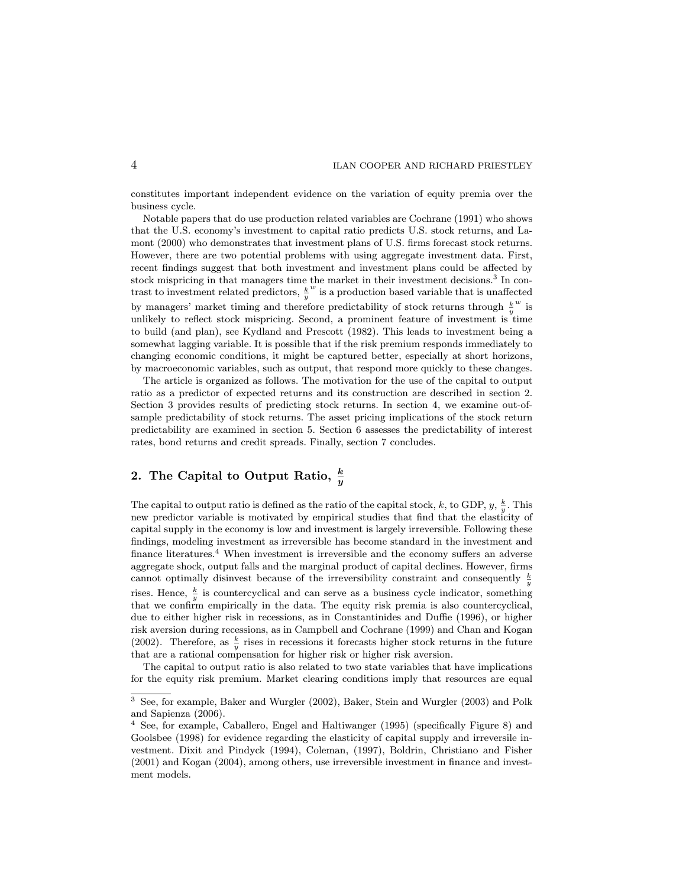constitutes important independent evidence on the variation of equity premia over the business cycle.

Notable papers that do use production related variables are Cochrane (1991) who shows that the U.S. economy's investment to capital ratio predicts U.S. stock returns, and Lamont (2000) who demonstrates that investment plans of U.S. firms forecast stock returns. However, there are two potential problems with using aggregate investment data. First, recent findings suggest that both investment and investment plans could be affected by stock mispricing in that managers time the market in their investment decisions.[3] In contrast to investment related predictors, $\frac{k}{y}^w$ is a production based variable that is unaffected by managers' market timing and therefore predictability of stock returns through $\frac{k}{y}^w$ is unlikely to reflect stock mispricing. Second, a prominent feature of investment is time to build (and plan), see Kydland and Prescott (1982). This leads to investment being a somewhat lagging variable. It is possible that if the risk premium responds immediately to changing economic conditions, it might be captured better, especially at short horizons, by macroeconomic variables, such as output, that respond more quickly to these changes.

The article is organized as follows. The motivation for the use of the capital to output ratio as a predictor of expected returns and its construction are described in section 2. Section 3 provides results of predicting stock returns. In section 4, we examine out-of-sample predictability of stock returns. The asset pricing implications of the stock return predictability are examined in section 5. Section 6 assesses the predictability of interest rates, bond returns and credit spreads. Finally, section 7 concludes.

## 2. The Capital to Output Ratio, $\frac{k}{y}$

The capital to output ratio is defined as the ratio of the capital stock, $k$, to GDP, $y$, $\frac{k}{y}$. This new predictor variable is motivated by empirical studies that find that the elasticity of capital supply in the economy is low and investment is largely irreversible. Following these findings, modeling investment as irreversible has become standard in the investment and finance literatures.[4] When investment is irreversible and the economy suffers an adverse aggregate shock, output falls and the marginal product of capital declines. However, firms cannot optimally disinvest because of the irreversibility constraint and consequently $\frac{k}{y}$ rises. Hence, $\frac{k}{y}$ is countercyclical and can serve as a business cycle indicator, something that we confirm empirically in the data. The equity risk premia is also countercyclical, due to either higher risk in recessions, as in Constantinides and Duffie (1996), or higher risk aversion during recessions, as in Campbell and Cochrane (1999) and Chan and Kogan (2002). Therefore, as $\frac{k}{y}$ rises in recessions it forecasts higher stock returns in the future that are a rational compensation for higher risk or higher risk aversion.

The capital to output ratio is also related to two state variables that have implications for the equity risk premium. Market clearing conditions imply that resources are equal

[3] See, for example, Baker and Wurgler (2002), Baker, Stein and Wurgler (2003) and Polk and Sapienza (2006).

[4] See, for example, Caballero, Engel and Haltiwanger (1995) (specifically Figure 8) and Goolsbee (1998) for evidence regarding the elasticity of capital supply and irreversile investment. Dixit and Pindyck (1994), Coleman, (1997), Boldrin, Christiano and Fisher (2001) and Kogan (2004), among others, use irreversible investment in finance and investment models.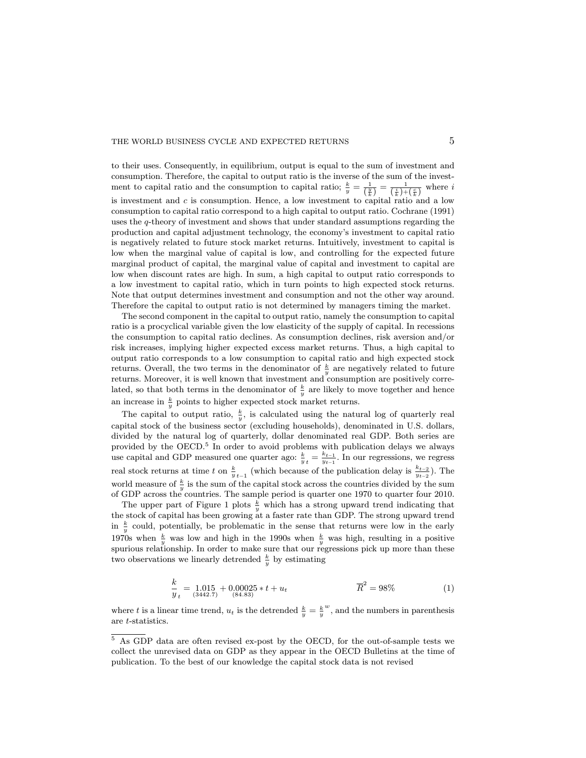to their uses. Consequently, in equilibrium, output is equal to the sum of investment and consumption. Therefore, the capital to output ratio is the inverse of the sum of the investment to capital ratio and the consumption to capital ratio; $\frac{k}{y} = \frac{1}{(\frac{y}{k})} = \frac{1}{(\frac{i}{k})+(\frac{c}{k})}$ where $i$ is investment and $c$ is consumption. Hence, a low investment to capital ratio and a low consumption to capital ratio correspond to a high capital to output ratio. Cochrane (1991) uses the $q$-theory of investment and shows that under standard assumptions regarding the production and capital adjustment technology, the economy's investment to capital ratio is negatively related to future stock market returns. Intuitively, investment to capital is low when the marginal value of capital is low, and controlling for the expected future marginal product of capital, the marginal value of capital and investment to capital are low when discount rates are high. In sum, a high capital to output ratio corresponds to a low investment to capital ratio, which in turn points to high expected stock returns. Note that output determines investment and consumption and not the other way around. Therefore the capital to output ratio is not determined by managers timing the market.

The second component in the capital to output ratio, namely the consumption to capital ratio is a procyclical variable given the low elasticity of the supply of capital. In recessions the consumption to capital ratio declines. As consumption declines, risk aversion and/or risk increases, implying higher expected excess market returns. Thus, a high capital to output ratio corresponds to a low consumption to capital ratio and high expected stock returns. Overall, the two terms in the denominator of $\frac{k}{y}$ are negatively related to future returns. Moreover, it is well known that investment and consumption are positively correlated, so that both terms in the denominator of $\frac{k}{y}$ are likely to move together and hence an increase in $\frac{k}{y}$ points to higher expected stock market returns.

The capital to output ratio, $\frac{k}{y}$, is calculated using the natural log of quarterly real capital stock of the business sector (excluding households), denominated in U.S. dollars, divided by the natural log of quarterly, dollar denominated real GDP. Both series are provided by the OECD.[5] In order to avoid problems with publication delays we always use capital and GDP measured one quarter ago: $\frac{k}{y}_t = \frac{k_{t-1}}{y_{t-1}}$. In our regressions, we regress real stock returns at time $t$ on $\frac{k}{y}_{t-1}$ (which because of the publication delay is $\frac{k_{t-2}}{y_{t-2}}$). The world measure of $\frac{k}{y}$ is the sum of the capital stock across the countries divided by the sum of GDP across the countries. The sample period is quarter one 1970 to quarter four 2010.

The upper part of Figure 1 plots $\frac{k}{y}$ which has a strong upward trend indicating that the stock of capital has been growing at a faster rate than GDP. The strong upward trend in $\frac{k}{y}$ could, potentially, be problematic in the sense that returns were low in the early 1970s when $\frac{k}{y}$ was low and high in the 1990s when $\frac{k}{y}$ was high, resulting in a positive spurious relationship. In order to make sure that our regressions pick up more than these two observations we linearly detrended $\frac{k}{y}$ by estimating

$$\frac{k}{y}_t = \underset{(3442.7)}{1.015} + \underset{(84.83)}{0.00025} * t + u_t \qquad \overline{R}^2 = 98\% \tag{1}$$

where $t$ is a linear time trend, $u_t$ is the detrended $\frac{k}{y} = \frac{k}{y}^w$, and the numbers in parenthesis are $t$-statistics.

[5] As GDP data are often revised ex-post by the OECD, for the out-of-sample tests we collect the unrevised data on GDP as they appear in the OECD Bulletins at the time of publication. To the best of our knowledge the capital stock data is not revised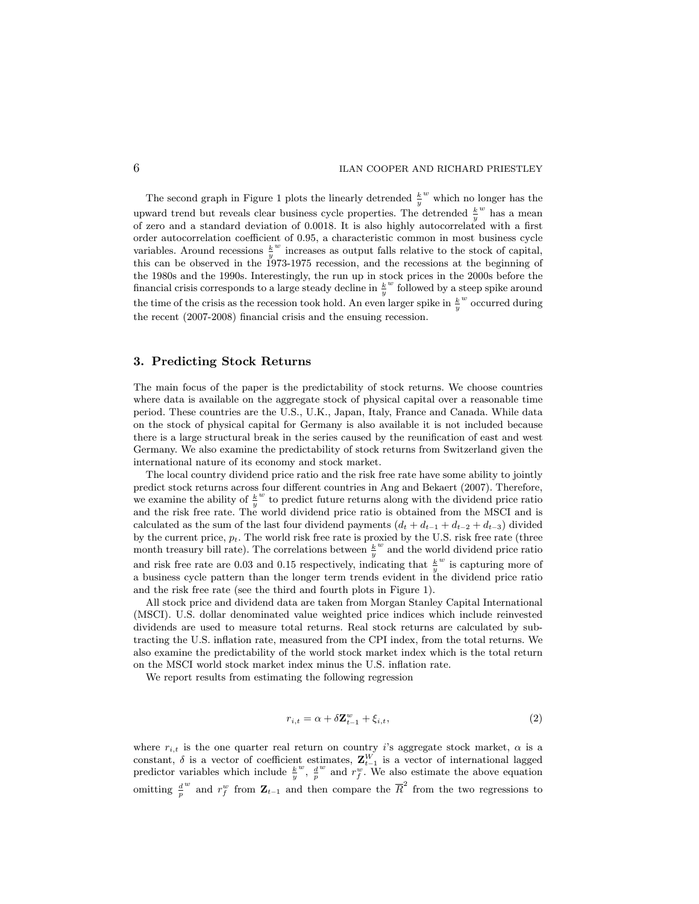The second graph in Figure 1 plots the linearly detrended $\frac{k}{y}^w$ which no longer has the upward trend but reveals clear business cycle properties. The detrended $\frac{k}{y}^w$ has a mean of zero and a standard deviation of 0.0018. It is also highly autocorrelated with a first order autocorrelation coefficient of 0.95, a characteristic common in most business cycle variables. Around recessions $\frac{k}{y}^w$ increases as output falls relative to the stock of capital, this can be observed in the 1973-1975 recession, and the recessions at the beginning of the 1980s and the 1990s. Interestingly, the run up in stock prices in the 2000s before the financial crisis corresponds to a large steady decline in $\frac{k}{y}^w$ followed by a steep spike around the time of the crisis as the recession took hold. An even larger spike in $\frac{k}{y}^w$ occurred during the recent (2007-2008) financial crisis and the ensuing recession.

## 3. Predicting Stock Returns

The main focus of the paper is the predictability of stock returns. We choose countries where data is available on the aggregate stock of physical capital over a reasonable time period. These countries are the U.S., U.K., Japan, Italy, France and Canada. While data on the stock of physical capital for Germany is also available it is not included because there is a large structural break in the series caused by the reunification of east and west Germany. We also examine the predictability of stock returns from Switzerland given the international nature of its economy and stock market.

The local country dividend price ratio and the risk free rate have some ability to jointly predict stock returns across four different countries in Ang and Bekaert (2007). Therefore, we examine the ability of $\frac{k}{y}^w$ to predict future returns along with the dividend price ratio and the risk free rate. The world dividend price ratio is obtained from the MSCI and is calculated as the sum of the last four dividend payments ($d_t + d_{t-1} + d_{t-2} + d_{t-3}$) divided by the current price, $p_t$. The world risk free rate is proxied by the U.S. risk free rate (three month treasury bill rate). The correlations between $\frac{k}{y}^w$ and the world dividend price ratio and risk free rate are 0.03 and 0.15 respectively, indicating that $\frac{k}{y}^w$ is capturing more of a business cycle pattern than the longer term trends evident in the dividend price ratio and the risk free rate (see the third and fourth plots in Figure 1).

All stock price and dividend data are taken from Morgan Stanley Capital International (MSCI). U.S. dollar denominated value weighted price indices which include reinvested dividends are used to measure total returns. Real stock returns are calculated by subtracting the U.S. inflation rate, measured from the CPI index, from the total returns. We also examine the predictability of the world stock market index which is the total return on the MSCI world stock market index minus the U.S. inflation rate.

We report results from estimating the following regression

$$r_{i,t} = \alpha + \delta \mathbf{Z}_{t-1}^w + \xi_{i,t}, \tag{2}$$

where $r_{i,t}$ is the one quarter real return on country $i$'s aggregate stock market, $\alpha$ is a constant, $\delta$ is a vector of coefficient estimates, $\mathbf{Z}_{t-1}^W$ is a vector of international lagged predictor variables which include $\frac{k}{y}^w$, $\frac{d}{p}^w$ and $r_f^w$. We also estimate the above equation omitting $\frac{d}{p}^w$ and $r_f^w$ from $\mathbf{Z}_{t-1}$ and then compare the $\overline{R}^2$ from the two regressions to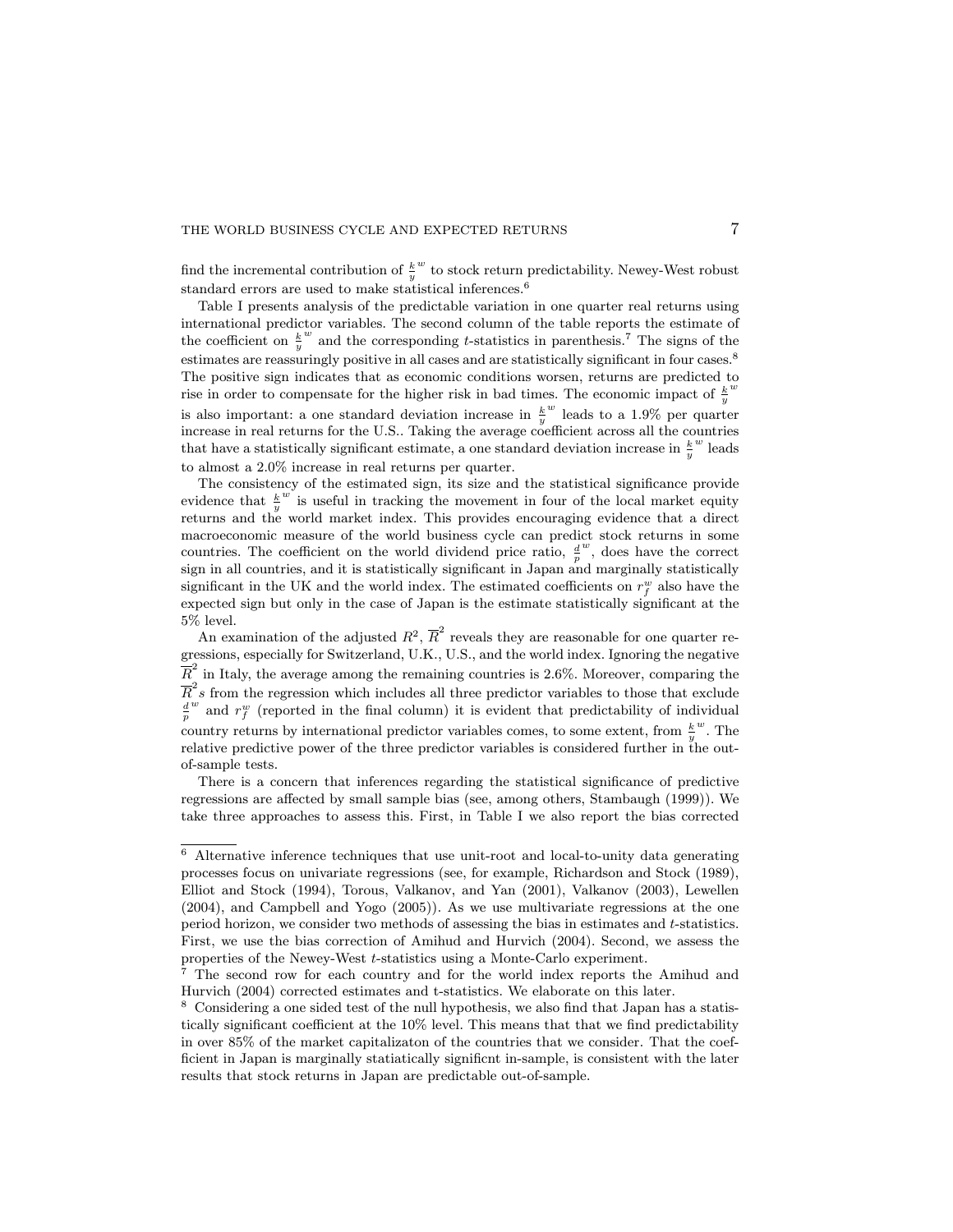find the incremental contribution of $\frac{k}{y}^w$ to stock return predictability. Newey-West robust standard errors are used to make statistical inferences.[6]

Table I presents analysis of the predictable variation in one quarter real returns using international predictor variables. The second column of the table reports the estimate of the coefficient on $\frac{k}{y}^w$ and the corresponding $t$-statistics in parenthesis.[7] The signs of the estimates are reassuringly positive in all cases and are statistically significant in four cases.[8] The positive sign indicates that as economic conditions worsen, returns are predicted to rise in order to compensate for the higher risk in bad times. The economic impact of $\frac{k}{y}^w$ is also important: a one standard deviation increase in $\frac{k}{y}^w$ leads to a 1.9% per quarter increase in real returns for the U.S.. Taking the average coefficient across all the countries that have a statistically significant estimate, a one standard deviation increase in $\frac{k}{y}^w$ leads to almost a 2.0% increase in real returns per quarter.

The consistency of the estimated sign, its size and the statistical significance provide evidence that $\frac{k}{y}^w$ is useful in tracking the movement in four of the local market equity returns and the world market index. This provides encouraging evidence that a direct macroeconomic measure of the world business cycle can predict stock returns in some countries. The coefficient on the world dividend price ratio, $\frac{d}{p}^w$, does have the correct sign in all countries, and it is statistically significant in Japan and marginally statistically significant in the UK and the world index. The estimated coefficients on $r_f^w$ also have the expected sign but only in the case of Japan is the estimate statistically significant at the 5% level.

An examination of the adjusted $R^2$, $\overline{R}^2$ reveals they are reasonable for one quarter regressions, especially for Switzerland, U.K., U.S., and the world index. Ignoring the negative $\overline{R}^2$ in Italy, the average among the remaining countries is 2.6%. Moreover, comparing the $\overline{R}^2$s from the regression which includes all three predictor variables to those that exclude $\frac{d}{p}^w$ and $r_f^w$ (reported in the final column) it is evident that predictability of individual country returns by international predictor variables comes, to some extent, from $\frac{k}{y}^w$. The relative predictive power of the three predictor variables is considered further in the out-of-sample tests.

There is a concern that inferences regarding the statistical significance of predictive regressions are affected by small sample bias (see, among others, Stambaugh (1999)). We take three approaches to assess this. First, in Table I we also report the bias corrected

---

[6] Alternative inference techniques that use unit-root and local-to-unity data generating processes focus on univariate regressions (see, for example, Richardson and Stock (1989), Elliot and Stock (1994), Torous, Valkanov, and Yan (2001), Valkanov (2003), Lewellen (2004), and Campbell and Yogo (2005)). As we use multivariate regressions at the one period horizon, we consider two methods of assessing the bias in estimates and $t$-statistics. First, we use the bias correction of Amihud and Hurvich (2004). Second, we assess the properties of the Newey-West $t$-statistics using a Monte-Carlo experiment.

[7] The second row for each country and for the world index reports the Amihud and Hurvich (2004) corrected estimates and t-statistics. We elaborate on this later.

[8] Considering a one sided test of the null hypothesis, we also find that Japan has a statistically significant coefficient at the 10% level. This means that that we find predictability in over 85% of the market capitalizaton of the countries that we consider. That the coefficient in Japan is marginally statiatically significnt in-sample, is consistent with the later results that stock returns in Japan are predictable out-of-sample.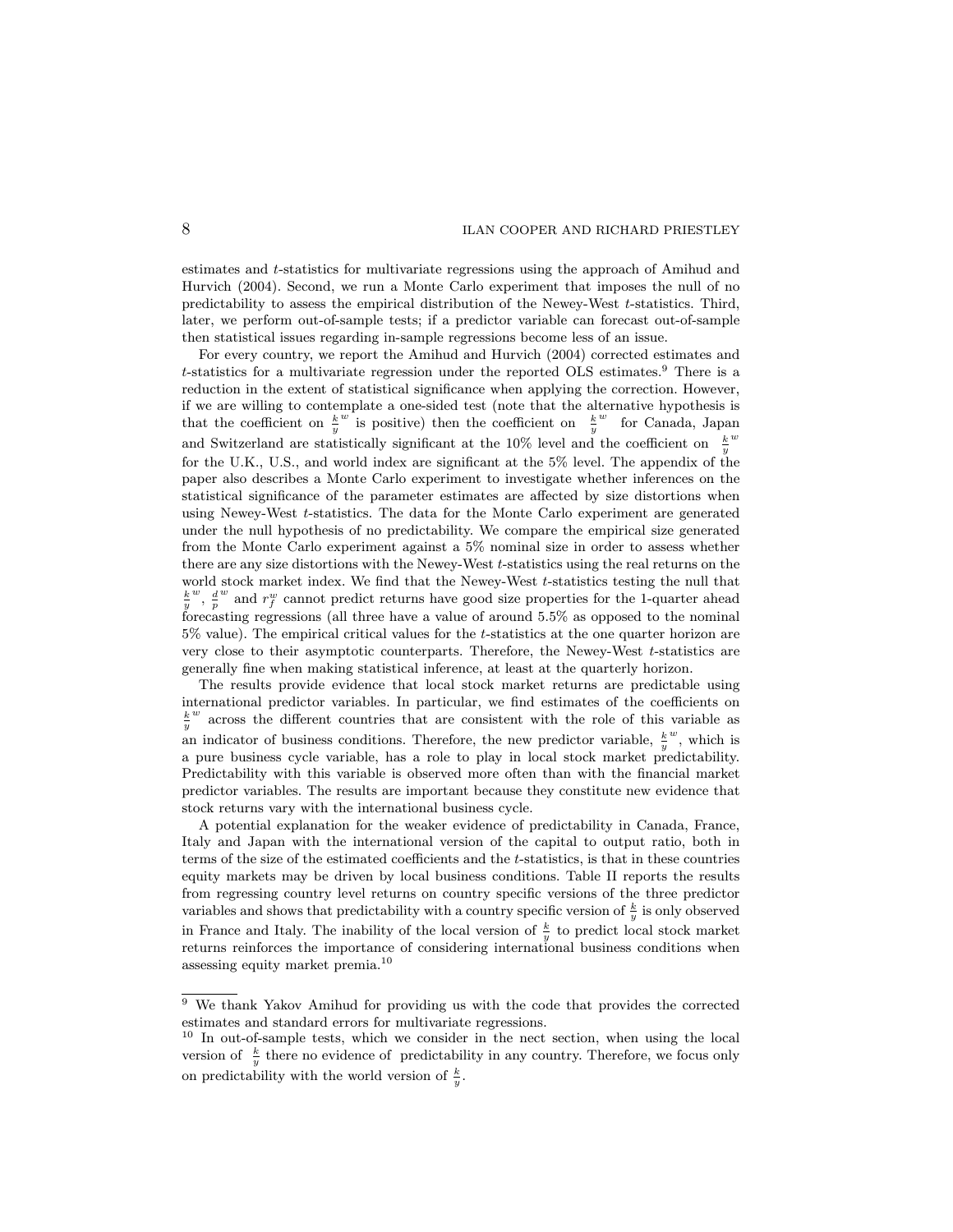estimates and $t$-statistics for multivariate regressions using the approach of Amihud and Hurvich (2004). Second, we run a Monte Carlo experiment that imposes the null of no predictability to assess the empirical distribution of the Newey-West $t$-statistics. Third, later, we perform out-of-sample tests; if a predictor variable can forecast out-of-sample then statistical issues regarding in-sample regressions become less of an issue.

For every country, we report the Amihud and Hurvich (2004) corrected estimates and $t$-statistics for a multivariate regression under the reported OLS estimates.[9] There is a reduction in the extent of statistical significance when applying the correction. However, if we are willing to contemplate a one-sided test (note that the alternative hypothesis is that the coefficient on $\frac{k}{y}^w$ is positive) then the coefficient on $\frac{k}{y}^w$ for Canada, Japan and Switzerland are statistically significant at the 10% level and the coefficient on $\frac{k}{y}^w$ for the U.K., U.S., and world index are significant at the 5% level. The appendix of the paper also describes a Monte Carlo experiment to investigate whether inferences on the statistical significance of the parameter estimates are affected by size distortions when using Newey-West $t$-statistics. The data for the Monte Carlo experiment are generated under the null hypothesis of no predictability. We compare the empirical size generated from the Monte Carlo experiment against a 5% nominal size in order to assess whether there are any size distortions with the Newey-West $t$-statistics using the real returns on the world stock market index. We find that the Newey-West $t$-statistics testing the null that $\frac{k}{y}^w$, $\frac{d}{p}^w$ and $r_f^w$ cannot predict returns have good size properties for the 1-quarter ahead forecasting regressions (all three have a value of around 5.5% as opposed to the nominal 5% value). The empirical critical values for the $t$-statistics at the one quarter horizon are very close to their asymptotic counterparts. Therefore, the Newey-West $t$-statistics are generally fine when making statistical inference, at least at the quarterly horizon.

The results provide evidence that local stock market returns are predictable using international predictor variables. In particular, we find estimates of the coefficients on $\frac{k}{y}^w$ across the different countries that are consistent with the role of this variable as an indicator of business conditions. Therefore, the new predictor variable, $\frac{k}{y}^w$, which is a pure business cycle variable, has a role to play in local stock market predictability. Predictability with this variable is observed more often than with the financial market predictor variables. The results are important because they constitute new evidence that stock returns vary with the international business cycle.

A potential explanation for the weaker evidence of predictability in Canada, France, Italy and Japan with the international version of the capital to output ratio, both in terms of the size of the estimated coefficients and the $t$-statistics, is that in these countries equity markets may be driven by local business conditions. Table II reports the results from regressing country level returns on country specific versions of the three predictor variables and shows that predictability with a country specific version of $\frac{k}{y}$ is only observed in France and Italy. The inability of the local version of $\frac{k}{y}$ to predict local stock market returns reinforces the importance of considering international business conditions when assessing equity market premia.[10]

[9] We thank Yakov Amihud for providing us with the code that provides the corrected estimates and standard errors for multivariate regressions.

[10] In out-of-sample tests, which we consider in the nect section, when using the local version of $\frac{k}{y}$ there no evidence of predictability in any country. Therefore, we focus only on predictability with the world version of $\frac{k}{y}$.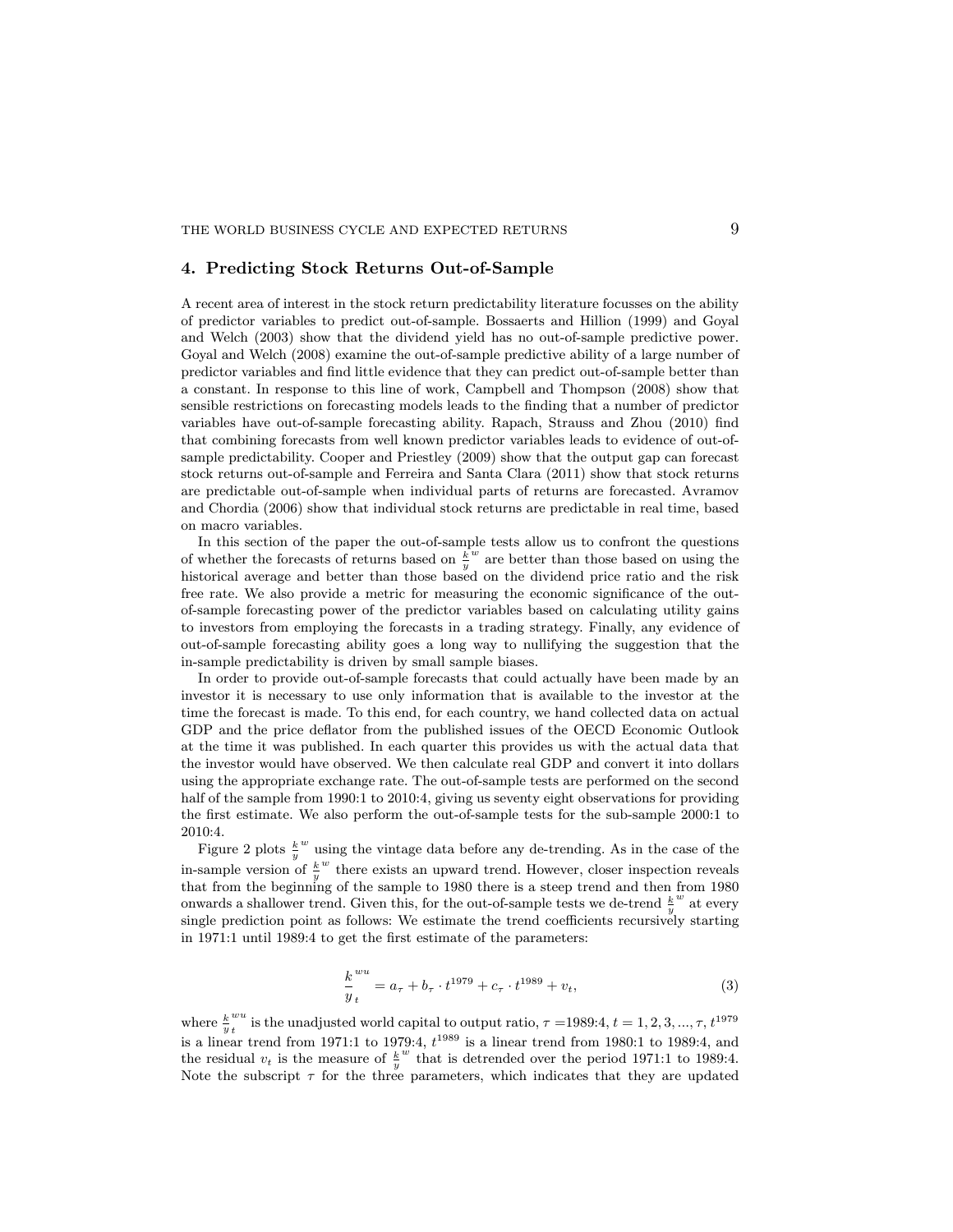## 4. Predicting Stock Returns Out-of-Sample

A recent area of interest in the stock return predictability literature focusses on the ability of predictor variables to predict out-of-sample. Bossaerts and Hillion (1999) and Goyal and Welch (2003) show that the dividend yield has no out-of-sample predictive power. Goyal and Welch (2008) examine the out-of-sample predictive ability of a large number of predictor variables and find little evidence that they can predict out-of-sample better than a constant. In response to this line of work, Campbell and Thompson (2008) show that sensible restrictions on forecasting models leads to the finding that a number of predictor variables have out-of-sample forecasting ability. Rapach, Strauss and Zhou (2010) find that combining forecasts from well known predictor variables leads to evidence of out-of-sample predictability. Cooper and Priestley (2009) show that the output gap can forecast stock returns out-of-sample and Ferreira and Santa Clara (2011) show that stock returns are predictable out-of-sample when individual parts of returns are forecasted. Avramov and Chordia (2006) show that individual stock returns are predictable in real time, based on macro variables.

In this section of the paper the out-of-sample tests allow us to confront the questions of whether the forecasts of returns based on $\frac{k}{y}^{w}$ are better than those based on using the historical average and better than those based on the dividend price ratio and the risk free rate. We also provide a metric for measuring the economic significance of the out-of-sample forecasting power of the predictor variables based on calculating utility gains to investors from employing the forecasts in a trading strategy. Finally, any evidence of out-of-sample forecasting ability goes a long way to nullifying the suggestion that the in-sample predictability is driven by small sample biases.

In order to provide out-of-sample forecasts that could actually have been made by an investor it is necessary to use only information that is available to the investor at the time the forecast is made. To this end, for each country, we hand collected data on actual GDP and the price deflator from the published issues of the OECD Economic Outlook at the time it was published. In each quarter this provides us with the actual data that the investor would have observed. We then calculate real GDP and convert it into dollars using the appropriate exchange rate. The out-of-sample tests are performed on the second half of the sample from 1990:1 to 2010:4, giving us seventy eight observations for providing the first estimate. We also perform the out-of-sample tests for the sub-sample 2000:1 to 2010:4.

Figure 2 plots $\frac{k}{y}^{w}$ using the vintage data before any de-trending. As in the case of the in-sample version of $\frac{k}{y}^{w}$ there exists an upward trend. However, closer inspection reveals that from the beginning of the sample to 1980 there is a steep trend and then from 1980 onwards a shallower trend. Given this, for the out-of-sample tests we de-trend $\frac{k}{y}^{w}$ at every single prediction point as follows: We estimate the trend coefficients recursively starting in 1971:1 until 1989:4 to get the first estimate of the parameters:

$$\frac{k}{y}_{t}^{wu} = a_{\tau} + b_{\tau} \cdot t^{1979} + c_{\tau} \cdot t^{1989} + v_{t}, \tag{3}$$

where $\frac{k}{y}_{t}^{wu}$ is the unadjusted world capital to output ratio, $\tau$ =1989:4, $t = 1, 2, 3, ..., \tau$, $t^{1979}$ is a linear trend from 1971:1 to 1979:4, $t^{1989}$ is a linear trend from 1980:1 to 1989:4, and the residual $v_t$ is the measure of $\frac{k}{y}^{w}$ that is detrended over the period 1971:1 to 1989:4. Note the subscript $\tau$ for the three parameters, which indicates that they are updated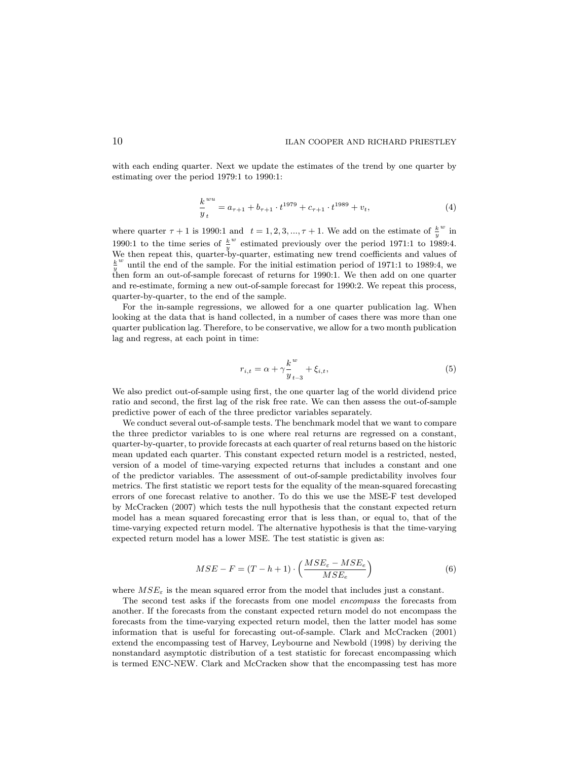with each ending quarter. Next we update the estimates of the trend by one quarter by estimating over the period 1979:1 to 1990:1:

$$\frac{k}{y}^{wu}_t = a_{\tau+1} + b_{\tau+1} \cdot t^{1979} + c_{\tau+1} \cdot t^{1989} + v_t, \tag{4}$$

where quarter $\tau + 1$ is 1990:1 and $t = 1, 2, 3, ..., \tau + 1$. We add on the estimate of $\frac{k}{y}^w$ in 1990:1 to the time series of $\frac{k}{y}^w$ estimated previously over the period 1971:1 to 1989:4. We then repeat this, quarter-by-quarter, estimating new trend coefficients and values of $\frac{k}{y}^w$ until the end of the sample. For the initial estimation period of 1971:1 to 1989:4, we then form an out-of-sample forecast of returns for 1990:1. We then add on one quarter and re-estimate, forming a new out-of-sample forecast for 1990:2. We repeat this process, quarter-by-quarter, to the end of the sample.

For the in-sample regressions, we allowed for a one quarter publication lag. When looking at the data that is hand collected, in a number of cases there was more than one quarter publication lag. Therefore, to be conservative, we allow for a two month publication lag and regress, at each point in time:

$$r_{i,t} = \alpha + \gamma \frac{k}{y}^w_{t-3} + \xi_{i,t}, \tag{5}$$

We also predict out-of-sample using first, the one quarter lag of the world dividend price ratio and second, the first lag of the first risk free rate. We can then assess the out-of-sample predictive power of each of the three predictor variables separately.

We conduct several out-of-sample tests. The benchmark model that we want to compare the three predictor variables to is one where real returns are regressed on a constant, quarter-by-quarter, to provide forecasts at each quarter of real returns based on the historic mean updated each quarter. This constant expected return model is a restricted, nested, version of a model of time-varying expected returns that includes a constant and one of the predictor variables. The assessment of out-of-sample predictability involves four metrics. The first statistic we report tests for the equality of the mean-squared forecasting errors of one forecast relative to another. To do this we use the MSE-F test developed by McCracken (2007) which tests the null hypothesis that the constant expected return model has a mean squared forecasting error that is less than, or equal to, that of the time-varying expected return model. The alternative hypothesis is that the time-varying expected return model has a lower MSE. The test statistic is given as:

$$MSE - F = (T - h + 1) \cdot \left( \frac{MSE_{\varepsilon} - MSE_e}{MSE_e} \right) \tag{6}$$

where $MSE_{\varepsilon}$ is the mean squared error from the model that includes just a constant.

The second test asks if the forecasts from one model *encompass* the forecasts from another. If the forecasts from the constant expected return model do not encompass the forecasts from the time-varying expected return model, then the latter model has some information that is useful for forecasting out-of-sample. Clark and McCracken (2001) extend the encompassing test of Harvey, Leybourne and Newbold (1998) by deriving the nonstandard asymptotic distribution of a test statistic for forecast encompassing which is termed ENC-NEW. Clark and McCracken show that the encompassing test has more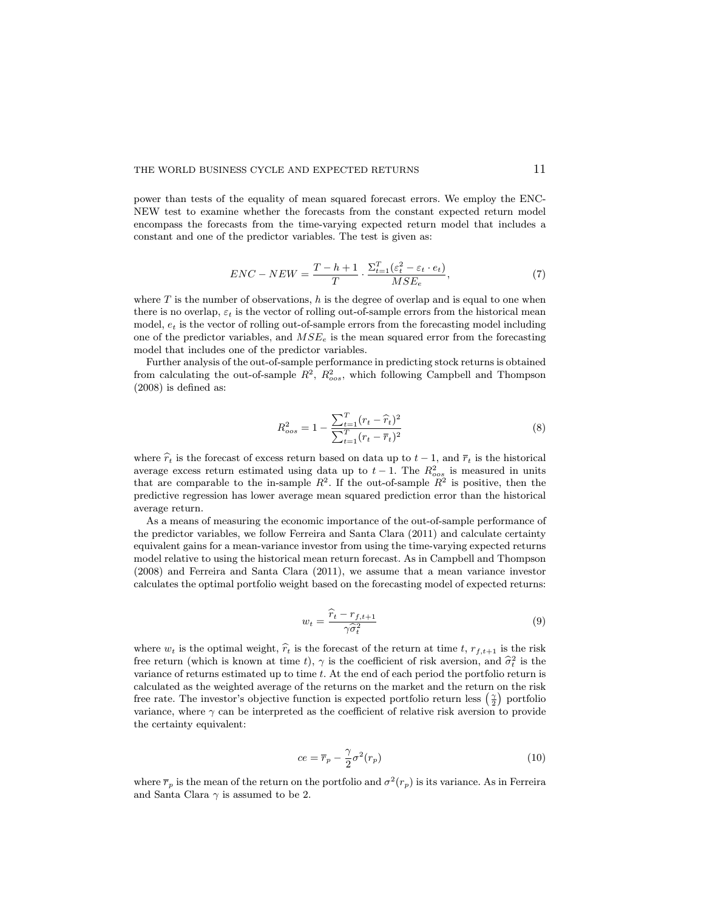power than tests of the equality of mean squared forecast errors. We employ the ENC-NEW test to examine whether the forecasts from the constant expected return model encompass the forecasts from the time-varying expected return model that includes a constant and one of the predictor variables. The test is given as:

$$ENC-NEW = \frac{T-h+1}{T} \cdot \frac{\Sigma_{t=1}^{T}(\varepsilon_t^2 - \varepsilon_t \cdot e_t)}{MSE_e}, \tag{7}$$

where $T$ is the number of observations, $h$ is the degree of overlap and is equal to one when there is no overlap, $\varepsilon_t$ is the vector of rolling out-of-sample errors from the historical mean model, $e_t$ is the vector of rolling out-of-sample errors from the forecasting model including one of the predictor variables, and $MSE_e$ is the mean squared error from the forecasting model that includes one of the predictor variables.

Further analysis of the out-of-sample performance in predicting stock returns is obtained from calculating the out-of-sample $R^2$, $R^2_{oos}$, which following Campbell and Thompson (2008) is defined as:

$$R^2_{oos} = 1 - \frac{\sum_{t=1}^{T}(r_t - \widehat{r}_t)^2}{\sum_{t=1}^{T}(r_t - \overline{r}_t)^2} \tag{8}$$

where $\widehat{r}_t$ is the forecast of excess return based on data up to $t-1$, and $\overline{r}_t$ is the historical average excess return estimated using data up to $t-1$. The $R^2_{oos}$ is measured in units that are comparable to the in-sample $R^2$. If the out-of-sample $R^2$ is positive, then the predictive regression has lower average mean squared prediction error than the historical average return.

As a means of measuring the economic importance of the out-of-sample performance of the predictor variables, we follow Ferreira and Santa Clara (2011) and calculate certainty equivalent gains for a mean-variance investor from using the time-varying expected returns model relative to using the historical mean return forecast. As in Campbell and Thompson (2008) and Ferreira and Santa Clara (2011), we assume that a mean variance investor calculates the optimal portfolio weight based on the forecasting model of expected returns:

$$w_t = \frac{\widehat{r}_t - r_{f,t+1}}{\gamma \widehat{\sigma}_t^2} \tag{9}$$

where $w_t$ is the optimal weight, $\widehat{r}_t$ is the forecast of the return at time $t$, $r_{f,t+1}$ is the risk free return (which is known at time $t$), $\gamma$ is the coefficient of risk aversion, and $\widehat{\sigma}_t^2$ is the variance of returns estimated up to time $t$. At the end of each period the portfolio return is calculated as the weighted average of the returns on the market and the return on the risk free rate. The investor's objective function is expected portfolio return less $\left(\frac{\gamma}{2}\right)$ portfolio variance, where $\gamma$ can be interpreted as the coefficient of relative risk aversion to provide the certainty equivalent:

$$ce = \overline{r}_p - \frac{\gamma}{2}\sigma^2(r_p) \tag{10}$$

where $\overline{r}_p$ is the mean of the return on the portfolio and $\sigma^2(r_p)$ is its variance. As in Ferreira and Santa Clara $\gamma$ is assumed to be 2.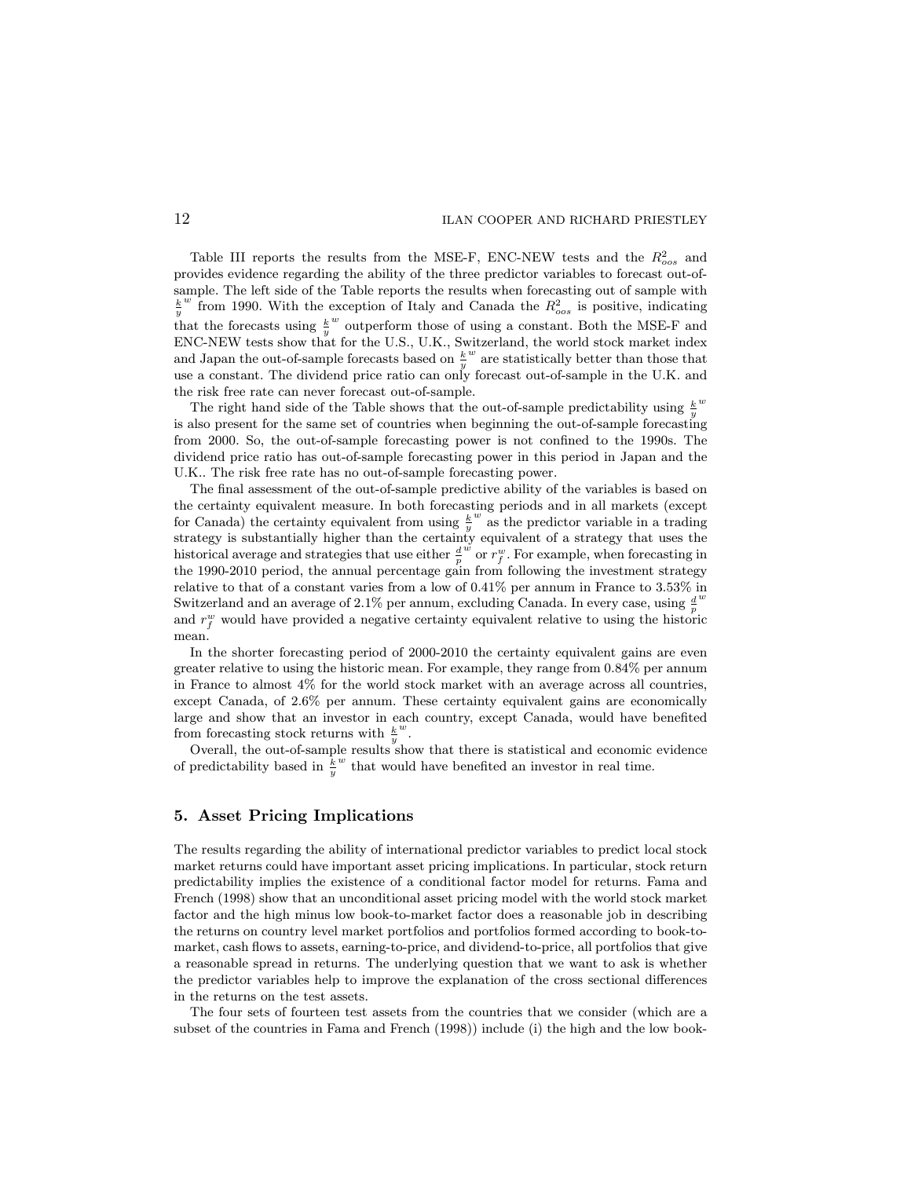Table III reports the results from the MSE-F, ENC-NEW tests and the $R^2_{oos}$ and provides evidence regarding the ability of the three predictor variables to forecast out-of-sample. The left side of the Table reports the results when forecasting out of sample with $\frac{k}{y}^w$ from 1990. With the exception of Italy and Canada the $R^2_{oos}$ is positive, indicating that the forecasts using $\frac{k}{y}^w$ outperform those of using a constant. Both the MSE-F and ENC-NEW tests show that for the U.S., U.K., Switzerland, the world stock market index and Japan the out-of-sample forecasts based on $\frac{k}{y}^w$ are statistically better than those that use a constant. The dividend price ratio can only forecast out-of-sample in the U.K. and the risk free rate can never forecast out-of-sample.

The right hand side of the Table shows that the out-of-sample predictability using $\frac{k}{y}^w$ is also present for the same set of countries when beginning the out-of-sample forecasting from 2000. So, the out-of-sample forecasting power is not confined to the 1990s. The dividend price ratio has out-of-sample forecasting power in this period in Japan and the U.K.. The risk free rate has no out-of-sample forecasting power.

The final assessment of the out-of-sample predictive ability of the variables is based on the certainty equivalent measure. In both forecasting periods and in all markets (except for Canada) the certainty equivalent from using $\frac{k}{y}^w$ as the predictor variable in a trading strategy is substantially higher than the certainty equivalent of a strategy that uses the historical average and strategies that use either $\frac{d}{p}^w$ or $r_f^w$. For example, when forecasting in the 1990-2010 period, the annual percentage gain from following the investment strategy relative to that of a constant varies from a low of 0.41% per annum in France to 3.53% in Switzerland and an average of 2.1% per annum, excluding Canada. In every case, using $\frac{d}{p}^w$ and $r_f^w$ would have provided a negative certainty equivalent relative to using the historic mean.

In the shorter forecasting period of 2000-2010 the certainty equivalent gains are even greater relative to using the historic mean. For example, they range from 0.84% per annum in France to almost 4% for the world stock market with an average across all countries, except Canada, of 2.6% per annum. These certainty equivalent gains are economically large and show that an investor in each country, except Canada, would have benefited from forecasting stock returns with $\frac{k}{y}^w$.

Overall, the out-of-sample results show that there is statistical and economic evidence of predictability based in $\frac{k}{y}^w$ that would have benefited an investor in real time.

## 5. Asset Pricing Implications

The results regarding the ability of international predictor variables to predict local stock market returns could have important asset pricing implications. In particular, stock return predictability implies the existence of a conditional factor model for returns. Fama and French (1998) show that an unconditional asset pricing model with the world stock market factor and the high minus low book-to-market factor does a reasonable job in describing the returns on country level market portfolios and portfolios formed according to book-to-market, cash flows to assets, earning-to-price, and dividend-to-price, all portfolios that give a reasonable spread in returns. The underlying question that we want to ask is whether the predictor variables help to improve the explanation of the cross sectional differences in the returns on the test assets.

The four sets of fourteen test assets from the countries that we consider (which are a subset of the countries in Fama and French (1998)) include (i) the high and the low book-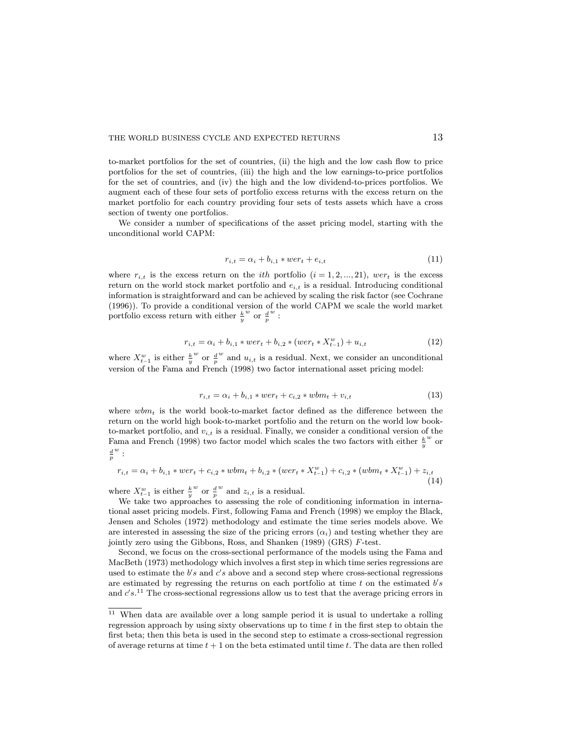to-market portfolios for the set of countries, (ii) the high and the low cash flow to price portfolios for the set of countries, (iii) the high and the low earnings-to-price portfolios for the set of countries, and (iv) the high and the low dividend-to-prices portfolios. We augment each of these four sets of portfolio excess returns with the excess return on the market portfolio for each country providing four sets of tests assets which have a cross section of twenty one portfolios.

We consider a number of specifications of the asset pricing model, starting with the unconditional world CAPM:

$$r_{i,t} = \alpha_i + b_{i,1} * wer_t + e_{i,t} \tag{11}$$

where $r_{i,t}$ is the excess return on the $ith$ portfolio ($i = 1, 2, ..., 21$), $wer_t$ is the excess return on the world stock market portfolio and $e_{i,t}$ is a residual. Introducing conditional information is straightforward and can be achieved by scaling the risk factor (see Cochrane (1996)). To provide a conditional version of the world CAPM we scale the world market portfolio excess return with either $\frac{k}{y}^w$ or $\frac{d}{p}^w$ :

$$r_{i,t} = \alpha_i + b_{i,1} * wer_t + b_{i,2} * (wer_t * X_{t-1}^w) + u_{i,t} \tag{12}$$

where $X_{t-1}^w$ is either $\frac{k}{y}^w$ or $\frac{d}{p}^w$ and $u_{i,t}$ is a residual. Next, we consider an unconditional version of the Fama and French (1998) two factor international asset pricing model:

$$r_{i,t} = \alpha_i + b_{i,1} * wer_t + c_{i,2} * wbm_t + v_{i,t} \tag{13}$$

where $wbm_t$ is the world book-to-market factor defined as the difference between the return on the world high book-to-market portfolio and the return on the world low book-to-market portfolio, and $v_{i,t}$ is a residual. Finally, we consider a conditional version of the Fama and French (1998) two factor model which scales the two factors with either $\frac{k}{y}^w$ or $\frac{d}{p}^w$ :

$$r_{i,t} = \alpha_i + b_{i,1} * wer_t + c_{i,2} * wbm_t + b_{i,2} * (wer_t * X_{t-1}^w) + c_{i,2} * (wbm_t * X_{t-1}^w) + z_{i,t} \tag{14}$$

where $X_{t-1}^w$ is either $\frac{k}{y}^w$ or $\frac{d}{p}^w$ and $z_{i,t}$ is a residual.

We take two approaches to assessing the role of conditioning information in international asset pricing models. First, following Fama and French (1998) we employ the Black, Jensen and Scholes (1972) methodology and estimate the time series models above. We are interested in assessing the size of the pricing errors ($\alpha_i$) and testing whether they are jointly zero using the Gibbons, Ross, and Shanken (1989) (GRS) $F$-test.

Second, we focus on the cross-sectional performance of the models using the Fama and MacBeth (1973) methodology which involves a first step in which time series regressions are used to estimate the $b's$ and $c's$ above and a second step where cross-sectional regressions are estimated by regressing the returns on each portfolio at time $t$ on the estimated $b's$ and $c's$.[11] The cross-sectional regressions allow us to test that the average pricing errors in

[11] When data are available over a long sample period it is usual to undertake a rolling regression approach by using sixty observations up to time $t$ in the first step to obtain the first beta; then this beta is used in the second step to estimate a cross-sectional regression of average returns at time $t+1$ on the beta estimated until time $t$. The data are then rolled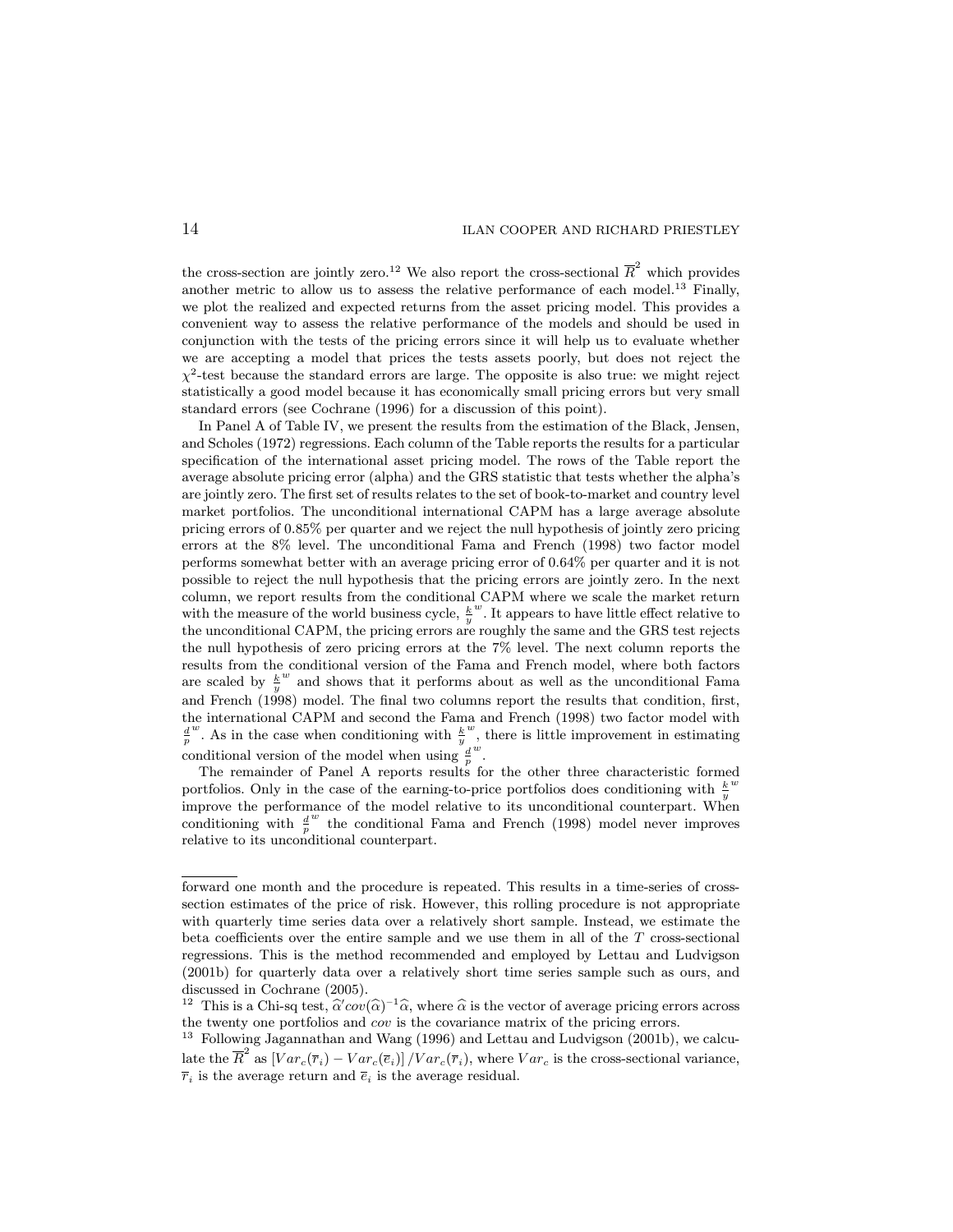the cross-section are jointly zero.[12] We also report the cross-sectional $\overline{R}^2$ which provides another metric to allow us to assess the relative performance of each model.[13] Finally, we plot the realized and expected returns from the asset pricing model. This provides a convenient way to assess the relative performance of the models and should be used in conjunction with the tests of the pricing errors since it will help us to evaluate whether we are accepting a model that prices the tests assets poorly, but does not reject the $\chi^2$-test because the standard errors are large. The opposite is also true: we might reject statistically a good model because it has economically small pricing errors but very small standard errors (see Cochrane (1996) for a discussion of this point).

In Panel A of Table IV, we present the results from the estimation of the Black, Jensen, and Scholes (1972) regressions. Each column of the Table reports the results for a particular specification of the international asset pricing model. The rows of the Table report the average absolute pricing error (alpha) and the GRS statistic that tests whether the alpha's are jointly zero. The first set of results relates to the set of book-to-market and country level market portfolios. The unconditional international CAPM has a large average absolute pricing errors of 0.85% per quarter and we reject the null hypothesis of jointly zero pricing errors at the 8% level. The unconditional Fama and French (1998) two factor model performs somewhat better with an average pricing error of 0.64% per quarter and it is not possible to reject the null hypothesis that the pricing errors are jointly zero. In the next column, we report results from the conditional CAPM where we scale the market return with the measure of the world business cycle, $\frac{k}{y}^w$. It appears to have little effect relative to the unconditional CAPM, the pricing errors are roughly the same and the GRS test rejects the null hypothesis of zero pricing errors at the 7% level. The next column reports the results from the conditional version of the Fama and French model, where both factors are scaled by $\frac{k}{y}^w$ and shows that it performs about as well as the unconditional Fama and French (1998) model. The final two columns report the results that condition, first, the international CAPM and second the Fama and French (1998) two factor model with $\frac{d}{p}^w$. As in the case when conditioning with $\frac{k}{y}^w$, there is little improvement in estimating conditional version of the model when using $\frac{d}{p}^w$.

The remainder of Panel A reports results for the other three characteristic formed portfolios. Only in the case of the earning-to-price portfolios does conditioning with $\frac{k}{y}^w$ improve the performance of the model relative to its unconditional counterpart. When conditioning with $\frac{d}{p}^w$ the conditional Fama and French (1998) model never improves relative to its unconditional counterpart.

---

forward one month and the procedure is repeated. This results in a time-series of cross-section estimates of the price of risk. However, this rolling procedure is not appropriate with quarterly time series data over a relatively short sample. Instead, we estimate the beta coefficients over the entire sample and we use them in all of the $T$ cross-sectional regressions. This is the method recommended and employed by Lettau and Ludvigson (2001b) for quarterly data over a relatively short time series sample such as ours, and discussed in Cochrane (2005).

[12] This is a Chi-sq test, $\widehat{\alpha}' cov(\widehat{\alpha})^{-1}\widehat{\alpha}$, where $\widehat{\alpha}$ is the vector of average pricing errors across the twenty one portfolios and $cov$ is the covariance matrix of the pricing errors.

[13] Following Jagannathan and Wang (1996) and Lettau and Ludvigson (2001b), we calculate the $\overline{R}^2$ as $\left[Var_c(\overline{r}_i) - Var_c(\overline{e}_i)\right]/Var_c(\overline{r}_i)$, where $Var_c$ is the cross-sectional variance, $\overline{r}_i$ is the average return and $\overline{e}_i$ is the average residual.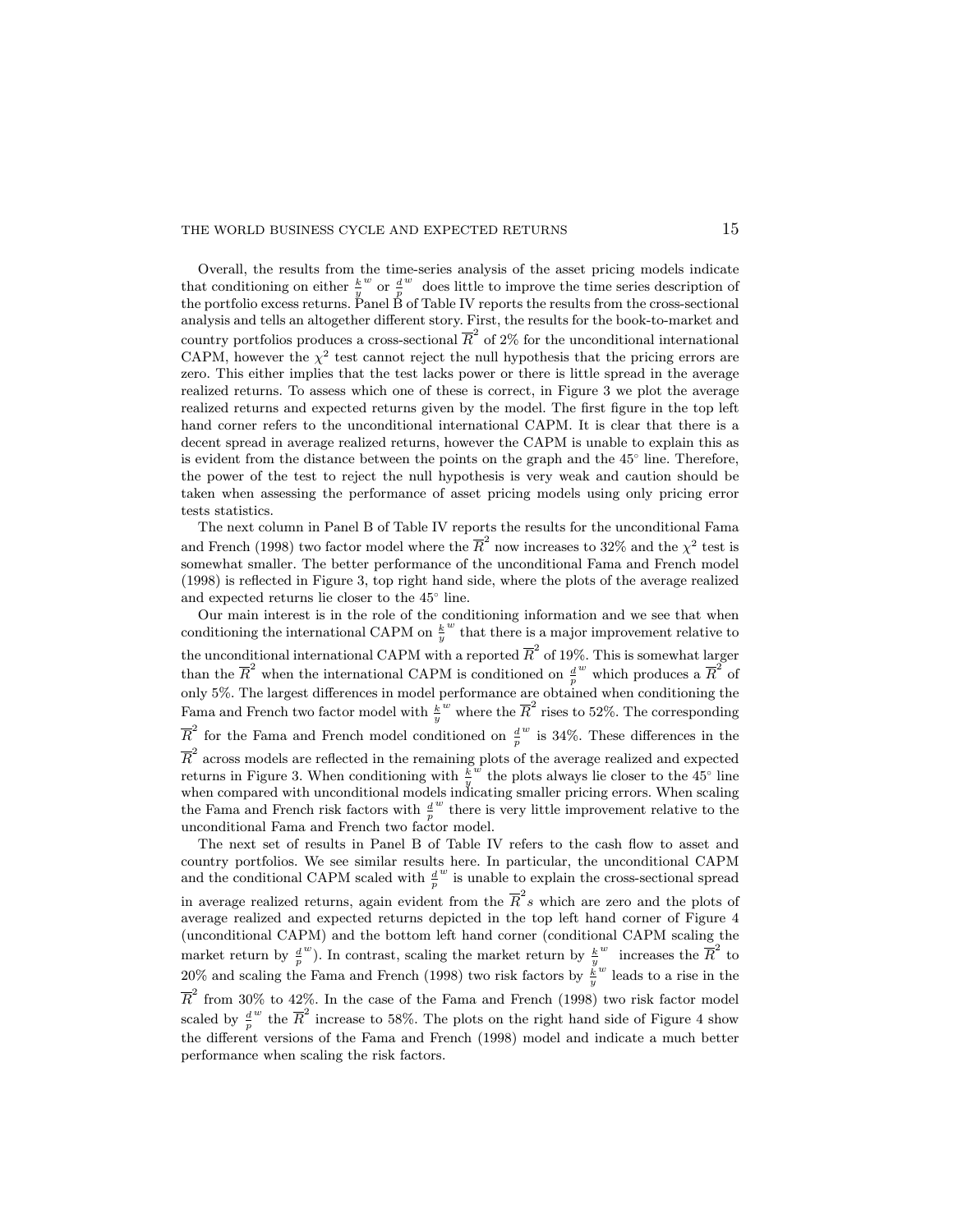Overall, the results from the time-series analysis of the asset pricing models indicate that conditioning on either $\frac{k}{y}^w$ or $\frac{d}{p}^w$ does little to improve the time series description of the portfolio excess returns. Panel B of Table IV reports the results from the cross-sectional analysis and tells an altogether different story. First, the results for the book-to-market and country portfolios produces a cross-sectional $\overline{R}^2$ of 2% for the unconditional international CAPM, however the $\chi^2$ test cannot reject the null hypothesis that the pricing errors are zero. This either implies that the test lacks power or there is little spread in the average realized returns. To assess which one of these is correct, in Figure 3 we plot the average realized returns and expected returns given by the model. The first figure in the top left hand corner refers to the unconditional international CAPM. It is clear that there is a decent spread in average realized returns, however the CAPM is unable to explain this as is evident from the distance between the points on the graph and the 45° line. Therefore, the power of the test to reject the null hypothesis is very weak and caution should be taken when assessing the performance of asset pricing models using only pricing error tests statistics.

The next column in Panel B of Table IV reports the results for the unconditional Fama and French (1998) two factor model where the $\overline{R}^2$ now increases to 32% and the $\chi^2$ test is somewhat smaller. The better performance of the unconditional Fama and French model (1998) is reflected in Figure 3, top right hand side, where the plots of the average realized and expected returns lie closer to the 45° line.

Our main interest is in the role of the conditioning information and we see that when conditioning the international CAPM on $\frac{k}{y}^w$ that there is a major improvement relative to the unconditional international CAPM with a reported $\overline{R}^2$ of 19%. This is somewhat larger than the $\overline{R}^2$ when the international CAPM is conditioned on $\frac{d}{p}^w$ which produces a $\overline{R}^2$ of only 5%. The largest differences in model performance are obtained when conditioning the Fama and French two factor model with $\frac{k}{y}^w$ where the $\overline{R}^2$ rises to 52%. The corresponding $\overline{R}^2$ for the Fama and French model conditioned on $\frac{d}{p}^w$ is 34%. These differences in the $\overline{R}^2$ across models are reflected in the remaining plots of the average realized and expected returns in Figure 3. When conditioning with $\frac{k}{y}^w$ the plots always lie closer to the 45° line when compared with unconditional models indicating smaller pricing errors. When scaling the Fama and French risk factors with $\frac{d}{p}^w$ there is very little improvement relative to the unconditional Fama and French two factor model.

The next set of results in Panel B of Table IV refers to the cash flow to asset and country portfolios. We see similar results here. In particular, the unconditional CAPM and the conditional CAPM scaled with $\frac{d}{p}^w$ is unable to explain the cross-sectional spread in average realized returns, again evident from the $\overline{R}^2$s which are zero and the plots of average realized and expected returns depicted in the top left hand corner of Figure 4 (unconditional CAPM) and the bottom left hand corner (conditional CAPM scaling the market return by $\frac{d}{p}^w$). In contrast, scaling the market return by $\frac{k}{y}^w$ increases the $\overline{R}^2$ to 20% and scaling the Fama and French (1998) two risk factors by $\frac{k}{y}^w$ leads to a rise in the $\overline{R}^2$ from 30% to 42%. In the case of the Fama and French (1998) two risk factor model scaled by $\frac{d}{p}^w$ the $\overline{R}^2$ increase to 58%. The plots on the right hand side of Figure 4 show the different versions of the Fama and French (1998) model and indicate a much better performance when scaling the risk factors.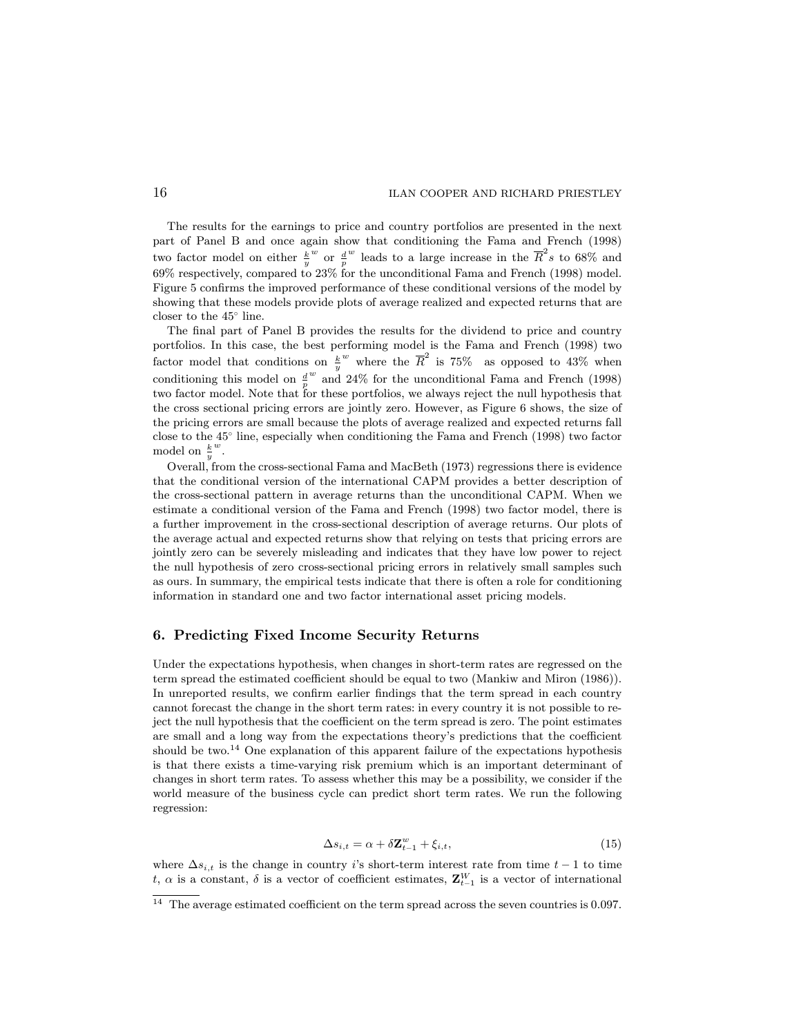The results for the earnings to price and country portfolios are presented in the next part of Panel B and once again show that conditioning the Fama and French (1998) two factor model on either $\frac{k}{y}^w$ or $\frac{d}{p}^w$ leads to a large increase in the $\overline{R}^2s$ to 68% and 69% respectively, compared to 23% for the unconditional Fama and French (1998) model. Figure 5 confirms the improved performance of these conditional versions of the model by showing that these models provide plots of average realized and expected returns that are closer to the 45° line.

The final part of Panel B provides the results for the dividend to price and country portfolios. In this case, the best performing model is the Fama and French (1998) two factor model that conditions on $\frac{k}{y}^w$ where the $\overline{R}^2$ is 75% as opposed to 43% when conditioning this model on $\frac{d}{p}^w$ and 24% for the unconditional Fama and French (1998) two factor model. Note that for these portfolios, we always reject the null hypothesis that the cross sectional pricing errors are jointly zero. However, as Figure 6 shows, the size of the pricing errors are small because the plots of average realized and expected returns fall close to the 45° line, especially when conditioning the Fama and French (1998) two factor model on $\frac{k}{y}^w$.

Overall, from the cross-sectional Fama and MacBeth (1973) regressions there is evidence that the conditional version of the international CAPM provides a better description of the cross-sectional pattern in average returns than the unconditional CAPM. When we estimate a conditional version of the Fama and French (1998) two factor model, there is a further improvement in the cross-sectional description of average returns. Our plots of the average actual and expected returns show that relying on tests that pricing errors are jointly zero can be severely misleading and indicates that they have low power to reject the null hypothesis of zero cross-sectional pricing errors in relatively small samples such as ours. In summary, the empirical tests indicate that there is often a role for conditioning information in standard one and two factor international asset pricing models.

## 6. Predicting Fixed Income Security Returns

Under the expectations hypothesis, when changes in short-term rates are regressed on the term spread the estimated coefficient should be equal to two (Mankiw and Miron (1986)). In unreported results, we confirm earlier findings that the term spread in each country cannot forecast the change in the short term rates: in every country it is not possible to reject the null hypothesis that the coefficient on the term spread is zero. The point estimates are small and a long way from the expectations theory's predictions that the coefficient should be two.[14] One explanation of this apparent failure of the expectations hypothesis is that there exists a time-varying risk premium which is an important determinant of changes in short term rates. To assess whether this may be a possibility, we consider if the world measure of the business cycle can predict short term rates. We run the following regression:

$$\Delta s_{i,t} = \alpha + \delta \mathbf{Z}_{t-1}^{w} + \xi_{i,t}, \tag{15}$$

where $\Delta s_{i,t}$ is the change in country $i$'s short-term interest rate from time $t-1$ to time $t$, $\alpha$ is a constant, $\delta$ is a vector of coefficient estimates, $\mathbf{Z}_{t-1}^{W}$ is a vector of international

[14] The average estimated coefficient on the term spread across the seven countries is 0.097.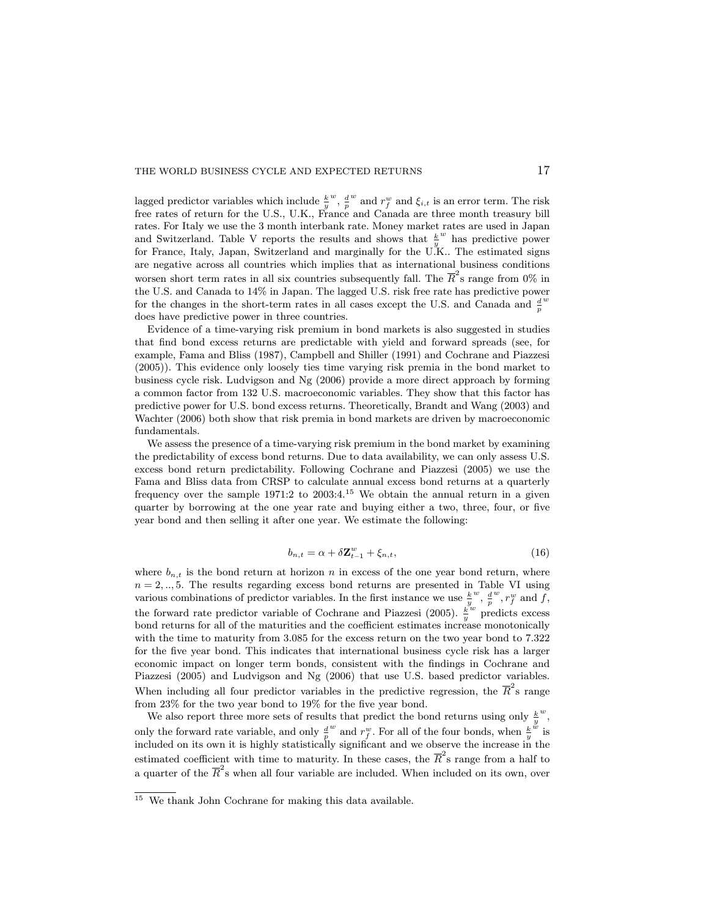lagged predictor variables which include $\frac{k}{y}^w$, $\frac{d}{p}^w$ and $r_f^w$ and $\xi_{i,t}$ is an error term. The risk free rates of return for the U.S., U.K., France and Canada are three month treasury bill rates. For Italy we use the 3 month interbank rate. Money market rates are used in Japan and Switzerland. Table V reports the results and shows that $\frac{k}{y}^w$ has predictive power for France, Italy, Japan, Switzerland and marginally for the U.K.. The estimated signs are negative across all countries which implies that as international business conditions worsen short term rates in all six countries subsequently fall. The $\overline{R}^2$s range from 0% in the U.S. and Canada to 14% in Japan. The lagged U.S. risk free rate has predictive power for the changes in the short-term rates in all cases except the U.S. and Canada and $\frac{d}{p}^w$ does have predictive power in three countries.

Evidence of a time-varying risk premium in bond markets is also suggested in studies that find bond excess returns are predictable with yield and forward spreads (see, for example, Fama and Bliss (1987), Campbell and Shiller (1991) and Cochrane and Piazzesi (2005)). This evidence only loosely ties time varying risk premia in the bond market to business cycle risk. Ludvigson and Ng (2006) provide a more direct approach by forming a common factor from 132 U.S. macroeconomic variables. They show that this factor has predictive power for U.S. bond excess returns. Theoretically, Brandt and Wang (2003) and Wachter (2006) both show that risk premia in bond markets are driven by macroeconomic fundamentals.

We assess the presence of a time-varying risk premium in the bond market by examining the predictability of excess bond returns. Due to data availability, we can only assess U.S. excess bond return predictability. Following Cochrane and Piazzesi (2005) we use the Fama and Bliss data from CRSP to calculate annual excess bond returns at a quarterly frequency over the sample 1971:2 to 2003:4.[15] We obtain the annual return in a given quarter by borrowing at the one year rate and buying either a two, three, four, or five year bond and then selling it after one year. We estimate the following:

$$b_{n,t} = \alpha + \delta \mathbf{Z}_{t-1}^w + \xi_{n,t}, \tag{16}$$

where $b_{n,t}$ is the bond return at horizon $n$ in excess of the one year bond return, where $n = 2, .., 5$. The results regarding excess bond returns are presented in Table VI using various combinations of predictor variables. In the first instance we use $\frac{k}{y}^w$, $\frac{d}{p}^w$, $r_f^w$ and $f$, the forward rate predictor variable of Cochrane and Piazzesi (2005). $\frac{k}{y}^w$ predicts excess bond returns for all of the maturities and the coefficient estimates increase monotonically with the time to maturity from 3.085 for the excess return on the two year bond to 7.322 for the five year bond. This indicates that international business cycle risk has a larger economic impact on longer term bonds, consistent with the findings in Cochrane and Piazzesi (2005) and Ludvigson and Ng (2006) that use U.S. based predictor variables. When including all four predictor variables in the predictive regression, the $\overline{R}^2$s range from 23% for the two year bond to 19% for the five year bond.

We also report three more sets of results that predict the bond returns using only $\frac{k}{y}^w$, only the forward rate variable, and only $\frac{d}{p}^w$ and $r_f^w$. For all of the four bonds, when $\frac{k}{y}^w$ is included on its own it is highly statistically significant and we observe the increase in the estimated coefficient with time to maturity. In these cases, the $\overline{R}^2$s range from a half to a quarter of the $\overline{R}^2$s when all four variable are included. When included on its own, over

[15] We thank John Cochrane for making this data available.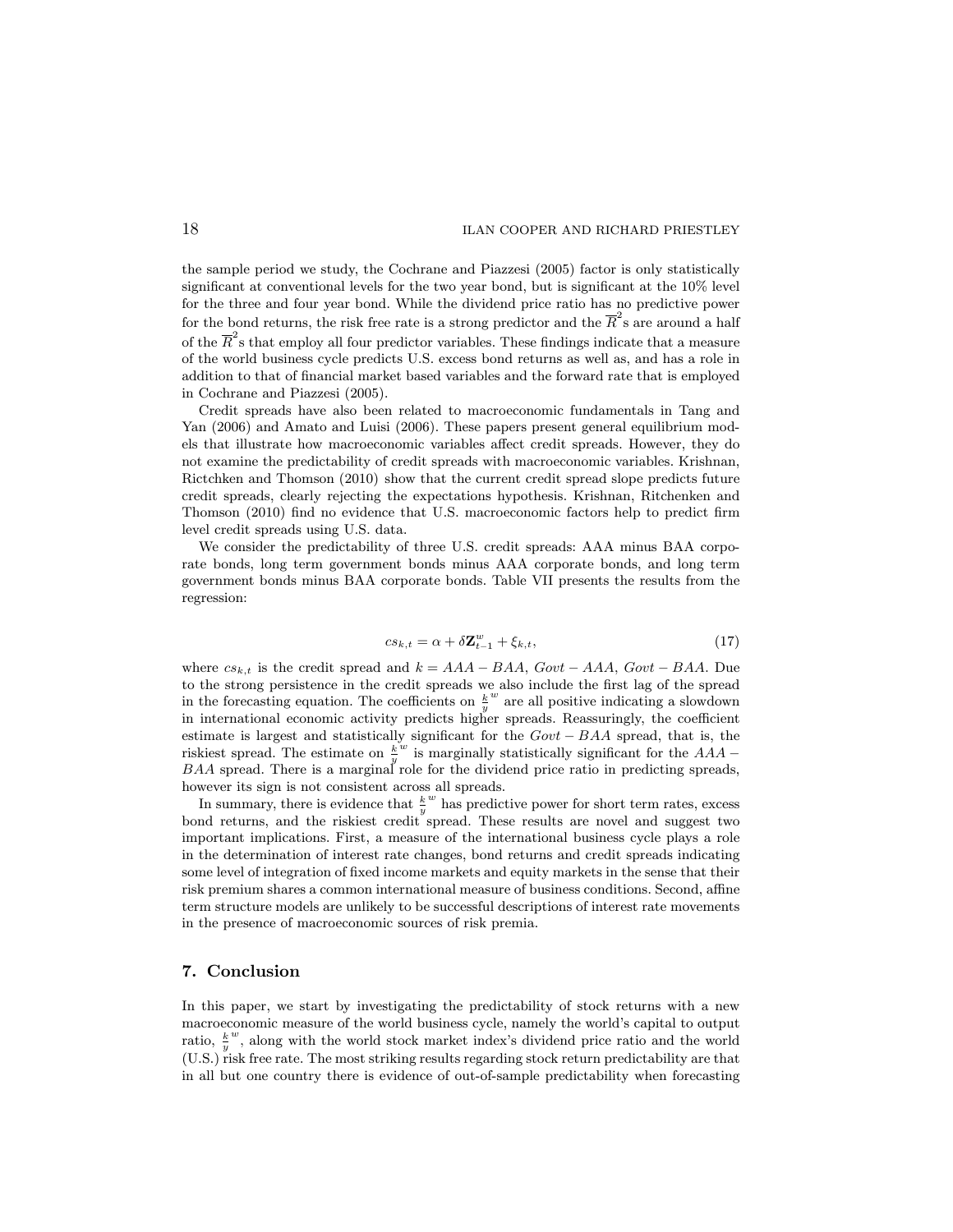the sample period we study, the Cochrane and Piazzesi (2005) factor is only statistically significant at conventional levels for the two year bond, but is significant at the 10% level for the three and four year bond. While the dividend price ratio has no predictive power for the bond returns, the risk free rate is a strong predictor and the $\overline{R}^2$s are around a half of the $\overline{R}^2$s that employ all four predictor variables. These findings indicate that a measure of the world business cycle predicts U.S. excess bond returns as well as, and has a role in addition to that of financial market based variables and the forward rate that is employed in Cochrane and Piazzesi (2005).

Credit spreads have also been related to macroeconomic fundamentals in Tang and Yan (2006) and Amato and Luisi (2006). These papers present general equilibrium models that illustrate how macroeconomic variables affect credit spreads. However, they do not examine the predictability of credit spreads with macroeconomic variables. Krishnan, Rictchken and Thomson (2010) show that the current credit spread slope predicts future credit spreads, clearly rejecting the expectations hypothesis. Krishnan, Ritchenken and Thomson (2010) find no evidence that U.S. macroeconomic factors help to predict firm level credit spreads using U.S. data.

We consider the predictability of three U.S. credit spreads: AAA minus BAA corporate bonds, long term government bonds minus AAA corporate bonds, and long term government bonds minus BAA corporate bonds. Table VII presents the results from the regression:

$$cs_{k,t} = \alpha + \delta \mathbf{Z}^{w}_{t-1} + \xi_{k,t}, \tag{17}$$

where $cs_{k,t}$ is the credit spread and $k = AAA - BAA$, $Govt - AAA$, $Govt - BAA$. Due to the strong persistence in the credit spreads we also include the first lag of the spread in the forecasting equation. The coefficients on $\frac{k}{y}^{w}$ are all positive indicating a slowdown in international economic activity predicts higher spreads. Reassuringly, the coefficient estimate is largest and statistically significant for the $Govt - BAA$ spread, that is, the riskiest spread. The estimate on $\frac{k}{y}^{w}$ is marginally statistically significant for the $AAA - BAA$ spread. There is a marginal role for the dividend price ratio in predicting spreads, however its sign is not consistent across all spreads.

In summary, there is evidence that $\frac{k}{y}^{w}$ has predictive power for short term rates, excess bond returns, and the riskiest credit spread. These results are novel and suggest two important implications. First, a measure of the international business cycle plays a role in the determination of interest rate changes, bond returns and credit spreads indicating some level of integration of fixed income markets and equity markets in the sense that their risk premium shares a common international measure of business conditions. Second, affine term structure models are unlikely to be successful descriptions of interest rate movements in the presence of macroeconomic sources of risk premia.

## 7. Conclusion

In this paper, we start by investigating the predictability of stock returns with a new macroeconomic measure of the world business cycle, namely the world's capital to output ratio, $\frac{k}{y}^{w}$, along with the world stock market index's dividend price ratio and the world (U.S.) risk free rate. The most striking results regarding stock return predictability are that in all but one country there is evidence of out-of-sample predictability when forecasting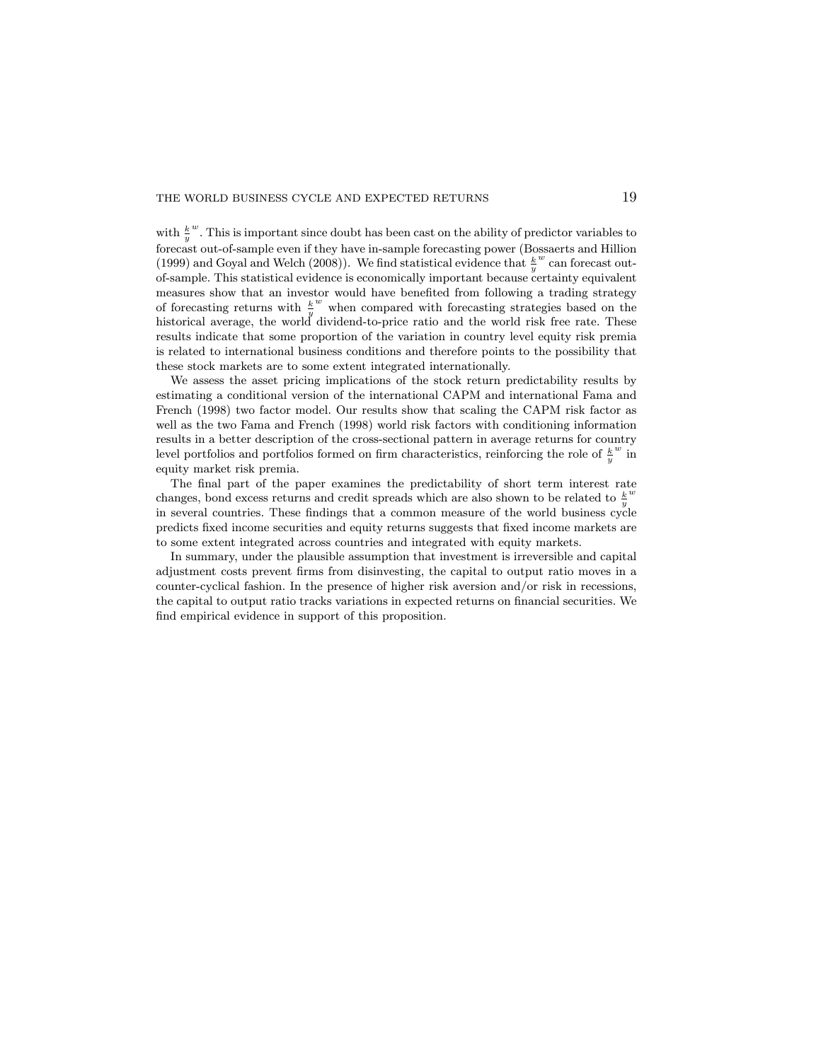with $\frac{k}{y}^w$. This is important since doubt has been cast on the ability of predictor variables to forecast out-of-sample even if they have in-sample forecasting power (Bossaerts and Hillion (1999) and Goyal and Welch (2008)). We find statistical evidence that $\frac{k}{y}^w$ can forecast out-of-sample. This statistical evidence is economically important because certainty equivalent measures show that an investor would have benefited from following a trading strategy of forecasting returns with $\frac{k}{y}^w$ when compared with forecasting strategies based on the historical average, the world dividend-to-price ratio and the world risk free rate. These results indicate that some proportion of the variation in country level equity risk premia is related to international business conditions and therefore points to the possibility that these stock markets are to some extent integrated internationally.

We assess the asset pricing implications of the stock return predictability results by estimating a conditional version of the international CAPM and international Fama and French (1998) two factor model. Our results show that scaling the CAPM risk factor as well as the two Fama and French (1998) world risk factors with conditioning information results in a better description of the cross-sectional pattern in average returns for country level portfolios and portfolios formed on firm characteristics, reinforcing the role of $\frac{k}{y}^w$ in equity market risk premia.

The final part of the paper examines the predictability of short term interest rate changes, bond excess returns and credit spreads which are also shown to be related to $\frac{k}{y}^w$ in several countries. These findings that a common measure of the world business cycle predicts fixed income securities and equity returns suggests that fixed income markets are to some extent integrated across countries and integrated with equity markets.

In summary, under the plausible assumption that investment is irreversible and capital adjustment costs prevent firms from disinvesting, the capital to output ratio moves in a counter-cyclical fashion. In the presence of higher risk aversion and/or risk in recessions, the capital to output ratio tracks variations in expected returns on financial securities. We find empirical evidence in support of this proposition.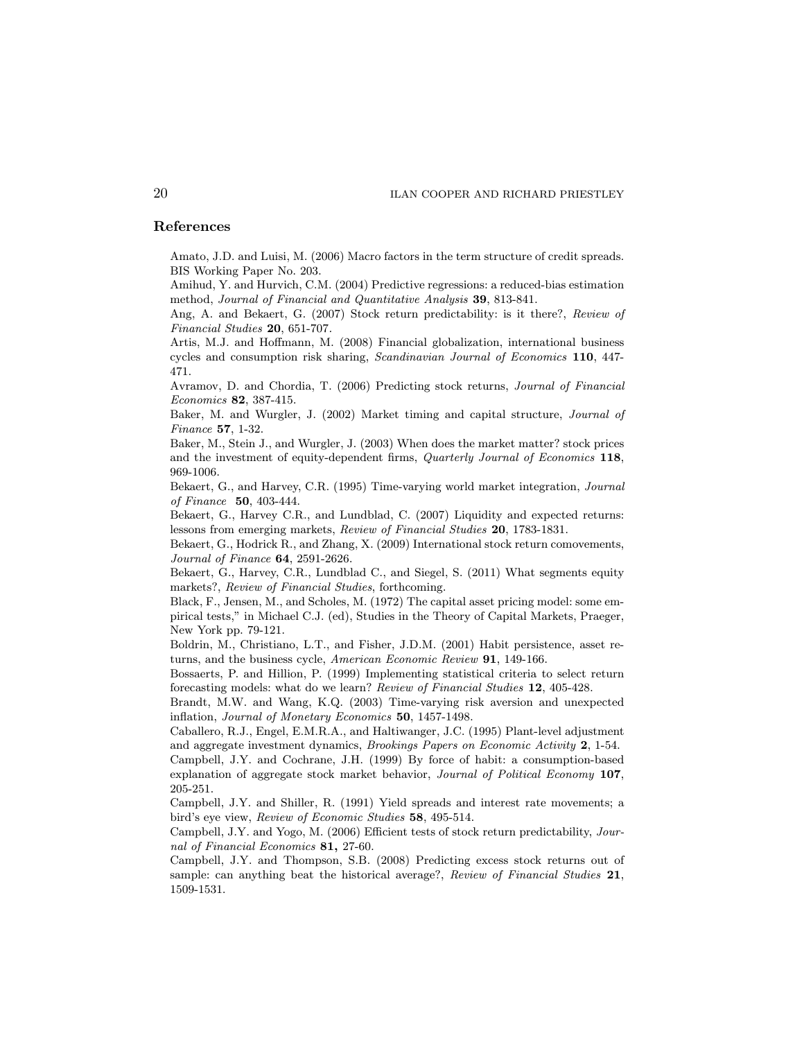## References

Amato, J.D. and Luisi, M. (2006) Macro factors in the term structure of credit spreads. BIS Working Paper No. 203.

Amihud, Y. and Hurvich, C.M. (2004) Predictive regressions: a reduced-bias estimation method, *Journal of Financial and Quantitative Analysis* **39**, 813-841.

Ang, A. and Bekaert, G. (2007) Stock return predictability: is it there?, *Review of Financial Studies* **20**, 651-707.

Artis, M.J. and Hoffmann, M. (2008) Financial globalization, international business cycles and consumption risk sharing, *Scandinavian Journal of Economics* **110**, 447-471.

Avramov, D. and Chordia, T. (2006) Predicting stock returns, *Journal of Financial Economics* **82**, 387-415.

Baker, M. and Wurgler, J. (2002) Market timing and capital structure, *Journal of Finance* **57**, 1-32.

Baker, M., Stein J., and Wurgler, J. (2003) When does the market matter? stock prices and the investment of equity-dependent firms, *Quarterly Journal of Economics* **118**, 969-1006.

Bekaert, G., and Harvey, C.R. (1995) Time-varying world market integration, *Journal of Finance* **50**, 403-444.

Bekaert, G., Harvey C.R., and Lundblad, C. (2007) Liquidity and expected returns: lessons from emerging markets, *Review of Financial Studies* **20**, 1783-1831.

Bekaert, G., Hodrick R., and Zhang, X. (2009) International stock return comovements, *Journal of Finance* **64**, 2591-2626.

Bekaert, G., Harvey, C.R., Lundblad C., and Siegel, S. (2011) What segments equity markets?, *Review of Financial Studies*, forthcoming.

Black, F., Jensen, M., and Scholes, M. (1972) The capital asset pricing model: some empirical tests," in Michael C.J. (ed), Studies in the Theory of Capital Markets, Praeger, New York pp. 79-121.

Boldrin, M., Christiano, L.T., and Fisher, J.D.M. (2001) Habit persistence, asset returns, and the business cycle, *American Economic Review* **91**, 149-166.

Bossaerts, P. and Hillion, P. (1999) Implementing statistical criteria to select return forecasting models: what do we learn? *Review of Financial Studies* **12**, 405-428.

Brandt, M.W. and Wang, K.Q. (2003) Time-varying risk aversion and unexpected inflation, *Journal of Monetary Economics* **50**, 1457-1498.

Caballero, R.J., Engel, E.M.R.A., and Haltiwanger, J.C. (1995) Plant-level adjustment and aggregate investment dynamics, *Brookings Papers on Economic Activity* **2**, 1-54.

Campbell, J.Y. and Cochrane, J.H. (1999) By force of habit: a consumption-based explanation of aggregate stock market behavior, *Journal of Political Economy* **107**, 205-251.

Campbell, J.Y. and Shiller, R. (1991) Yield spreads and interest rate movements; a bird's eye view, *Review of Economic Studies* **58**, 495-514.

Campbell, J.Y. and Yogo, M. (2006) Efficient tests of stock return predictability, *Journal of Financial Economics* **81,** 27-60.

Campbell, J.Y. and Thompson, S.B. (2008) Predicting excess stock returns out of sample: can anything beat the historical average?, *Review of Financial Studies* **21**, 1509-1531.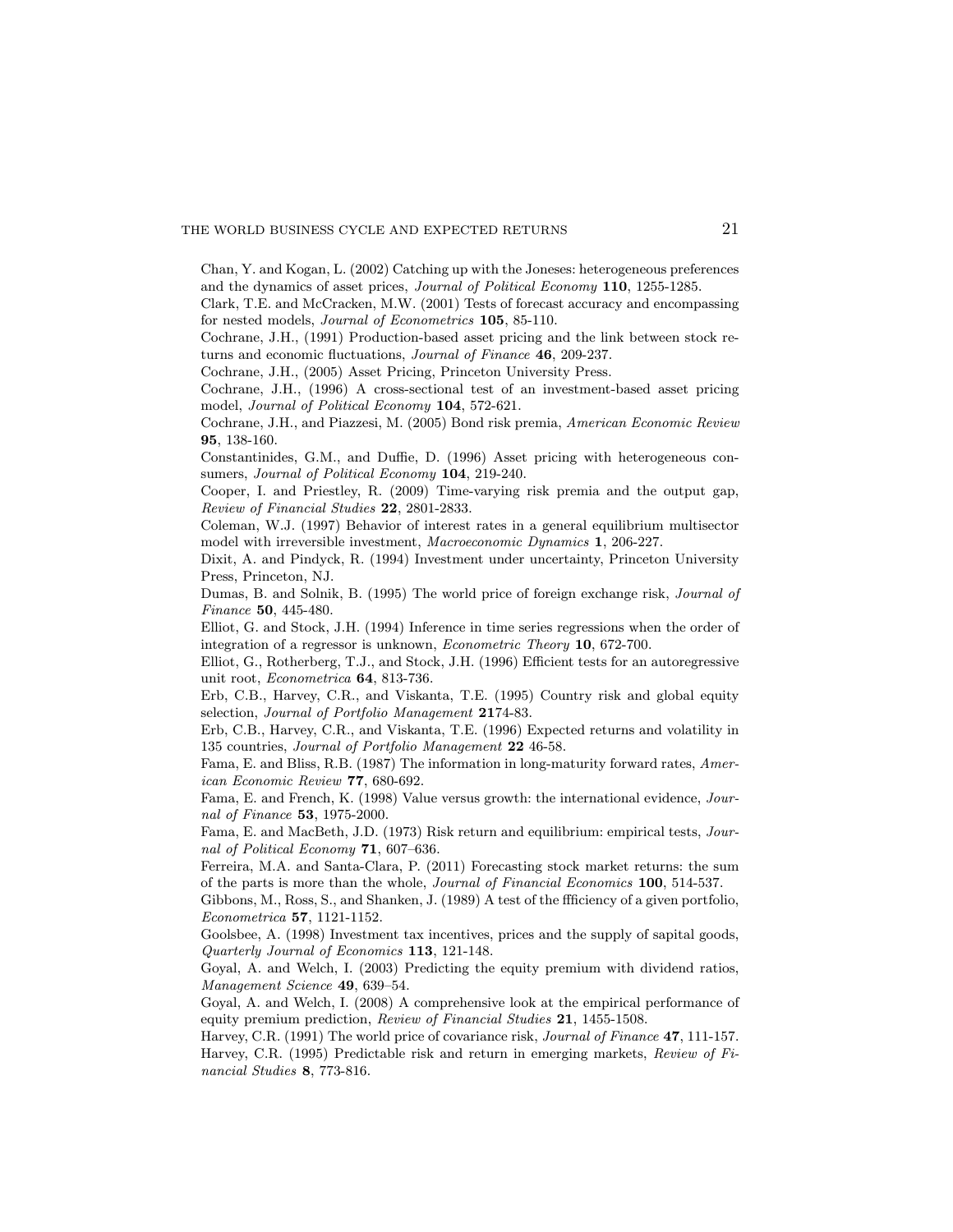Chan, Y. and Kogan, L. (2002) Catching up with the Joneses: heterogeneous preferences and the dynamics of asset prices, *Journal of Political Economy* **110**, 1255-1285.

Clark, T.E. and McCracken, M.W. (2001) Tests of forecast accuracy and encompassing for nested models, *Journal of Econometrics* **105**, 85-110.

Cochrane, J.H., (1991) Production-based asset pricing and the link between stock returns and economic fluctuations, *Journal of Finance* **46**, 209-237.

Cochrane, J.H., (2005) Asset Pricing, Princeton University Press.

Cochrane, J.H., (1996) A cross-sectional test of an investment-based asset pricing model, *Journal of Political Economy* **104**, 572-621.

Cochrane, J.H., and Piazzesi, M. (2005) Bond risk premia, *American Economic Review* **95**, 138-160.

Constantinides, G.M., and Duffie, D. (1996) Asset pricing with heterogeneous consumers, *Journal of Political Economy* **104**, 219-240.

Cooper, I. and Priestley, R. (2009) Time-varying risk premia and the output gap, *Review of Financial Studies* **22**, 2801-2833.

Coleman, W.J. (1997) Behavior of interest rates in a general equilibrium multisector model with irreversible investment, *Macroeconomic Dynamics* **1**, 206-227.

Dixit, A. and Pindyck, R. (1994) Investment under uncertainty, Princeton University Press, Princeton, NJ.

Dumas, B. and Solnik, B. (1995) The world price of foreign exchange risk, *Journal of Finance* **50**, 445-480.

Elliot, G. and Stock, J.H. (1994) Inference in time series regressions when the order of integration of a regressor is unknown, *Econometric Theory* **10**, 672-700.

Elliot, G., Rotherberg, T.J., and Stock, J.H. (1996) Efficient tests for an autoregressive unit root, *Econometrica* **64**, 813-736.

Erb, C.B., Harvey, C.R., and Viskanta, T.E. (1995) Country risk and global equity selection, *Journal of Portfolio Management* **21**74-83.

Erb, C.B., Harvey, C.R., and Viskanta, T.E. (1996) Expected returns and volatility in 135 countries, *Journal of Portfolio Management* **22** 46-58.

Fama, E. and Bliss, R.B. (1987) The information in long-maturity forward rates, *American Economic Review* **77**, 680-692.

Fama, E. and French, K. (1998) Value versus growth: the international evidence, *Journal of Finance* **53**, 1975-2000.

Fama, E. and MacBeth, J.D. (1973) Risk return and equilibrium: empirical tests, *Journal of Political Economy* **71**, 607–636.

Ferreira, M.A. and Santa-Clara, P. (2011) Forecasting stock market returns: the sum of the parts is more than the whole, *Journal of Financial Economics* **100**, 514-537.

Gibbons, M., Ross, S., and Shanken, J. (1989) A test of the ffficiency of a given portfolio, *Econometrica* **57**, 1121-1152.

Goolsbee, A. (1998) Investment tax incentives, prices and the supply of sapital goods, *Quarterly Journal of Economics* **113**, 121-148.

Goyal, A. and Welch, I. (2003) Predicting the equity premium with dividend ratios, *Management Science* **49**, 639–54.

Goyal, A. and Welch, I. (2008) A comprehensive look at the empirical performance of equity premium prediction, *Review of Financial Studies* **21**, 1455-1508.

Harvey, C.R. (1991) The world price of covariance risk, *Journal of Finance* **47**, 111-157.

Harvey, C.R. (1995) Predictable risk and return in emerging markets, *Review of Financial Studies* **8**, 773-816.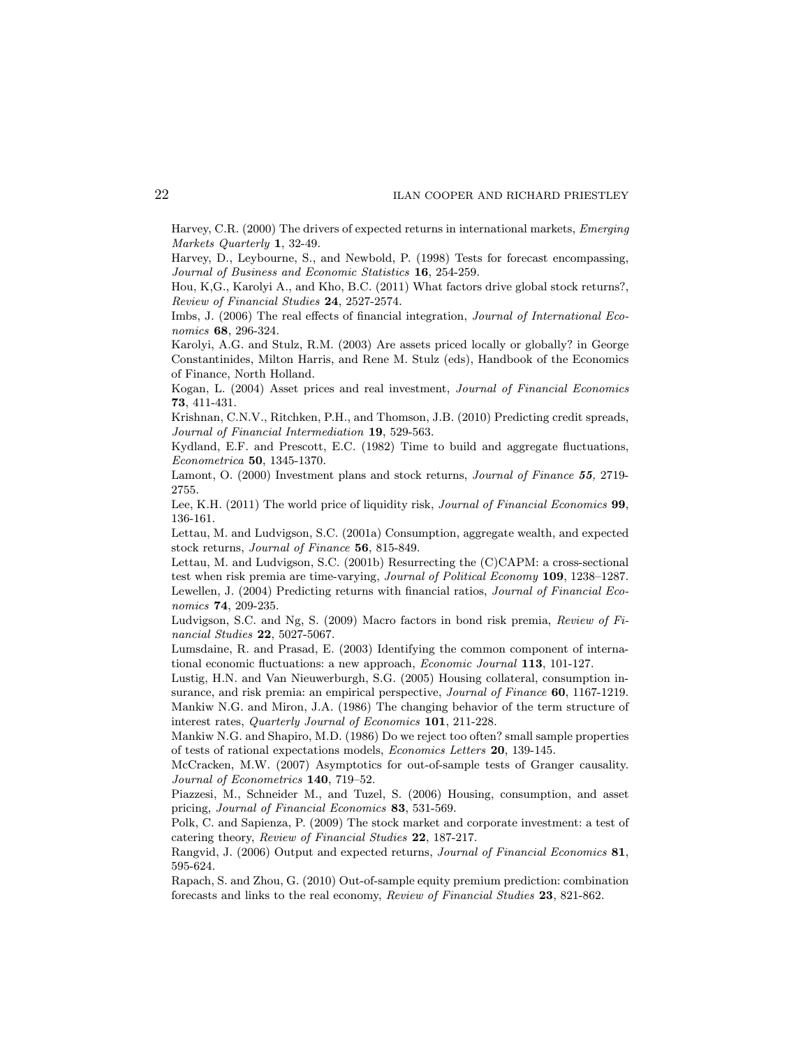Harvey, C.R. (2000) The drivers of expected returns in international markets, *Emerging Markets Quarterly* **1**, 32-49.

Harvey, D., Leybourne, S., and Newbold, P. (1998) Tests for forecast encompassing, *Journal of Business and Economic Statistics* **16**, 254-259.

Hou, K,G., Karolyi A., and Kho, B.C. (2011) What factors drive global stock returns?, *Review of Financial Studies* **24**, 2527-2574.

Imbs, J. (2006) The real effects of financial integration, *Journal of International Economics* **68**, 296-324.

Karolyi, A.G. and Stulz, R.M. (2003) Are assets priced locally or globally? in George Constantinides, Milton Harris, and Rene M. Stulz (eds), Handbook of the Economics of Finance, North Holland.

Kogan, L. (2004) Asset prices and real investment, *Journal of Financial Economics* **73**, 411-431.

Krishnan, C.N.V., Ritchken, P.H., and Thomson, J.B. (2010) Predicting credit spreads, *Journal of Financial Intermediation* **19**, 529-563.

Kydland, E.F. and Prescott, E.C. (1982) Time to build and aggregate fluctuations, *Econometrica* **50**, 1345-1370.

Lamont, O. (2000) Investment plans and stock returns, *Journal of Finance* ***55***, 2719-2755.

Lee, K.H. (2011) The world price of liquidity risk, *Journal of Financial Economics* **99**, 136-161.

Lettau, M. and Ludvigson, S.C. (2001a) Consumption, aggregate wealth, and expected stock returns, *Journal of Finance* **56**, 815-849.

Lettau, M. and Ludvigson, S.C. (2001b) Resurrecting the (C)CAPM: a cross-sectional test when risk premia are time-varying, *Journal of Political Economy* **109**, 1238–1287.

Lewellen, J. (2004) Predicting returns with financial ratios, *Journal of Financial Economics* **74**, 209-235.

Ludvigson, S.C. and Ng, S. (2009) Macro factors in bond risk premia, *Review of Financial Studies* **22**, 5027-5067.

Lumsdaine, R. and Prasad, E. (2003) Identifying the common component of international economic fluctuations: a new approach, *Economic Journal* **113**, 101-127.

Lustig, H.N. and Van Nieuwerburgh, S.G. (2005) Housing collateral, consumption insurance, and risk premia: an empirical perspective, *Journal of Finance* **60**, 1167-1219.

Mankiw N.G. and Miron, J.A. (1986) The changing behavior of the term structure of interest rates, *Quarterly Journal of Economics* **101**, 211-228.

Mankiw N.G. and Shapiro, M.D. (1986) Do we reject too often? small sample properties of tests of rational expectations models, *Economics Letters* **20**, 139-145.

McCracken, M.W. (2007) Asymptotics for out-of-sample tests of Granger causality. *Journal of Econometrics* **140**, 719–52.

Piazzesi, M., Schneider M., and Tuzel, S. (2006) Housing, consumption, and asset pricing, *Journal of Financial Economics* **83**, 531-569.

Polk, C. and Sapienza, P. (2009) The stock market and corporate investment: a test of catering theory, *Review of Financial Studies* **22**, 187-217.

Rangvid, J. (2006) Output and expected returns, *Journal of Financial Economics* **81**, 595-624.

Rapach, S. and Zhou, G. (2010) Out-of-sample equity premium prediction: combination forecasts and links to the real economy, *Review of Financial Studies* **23**, 821-862.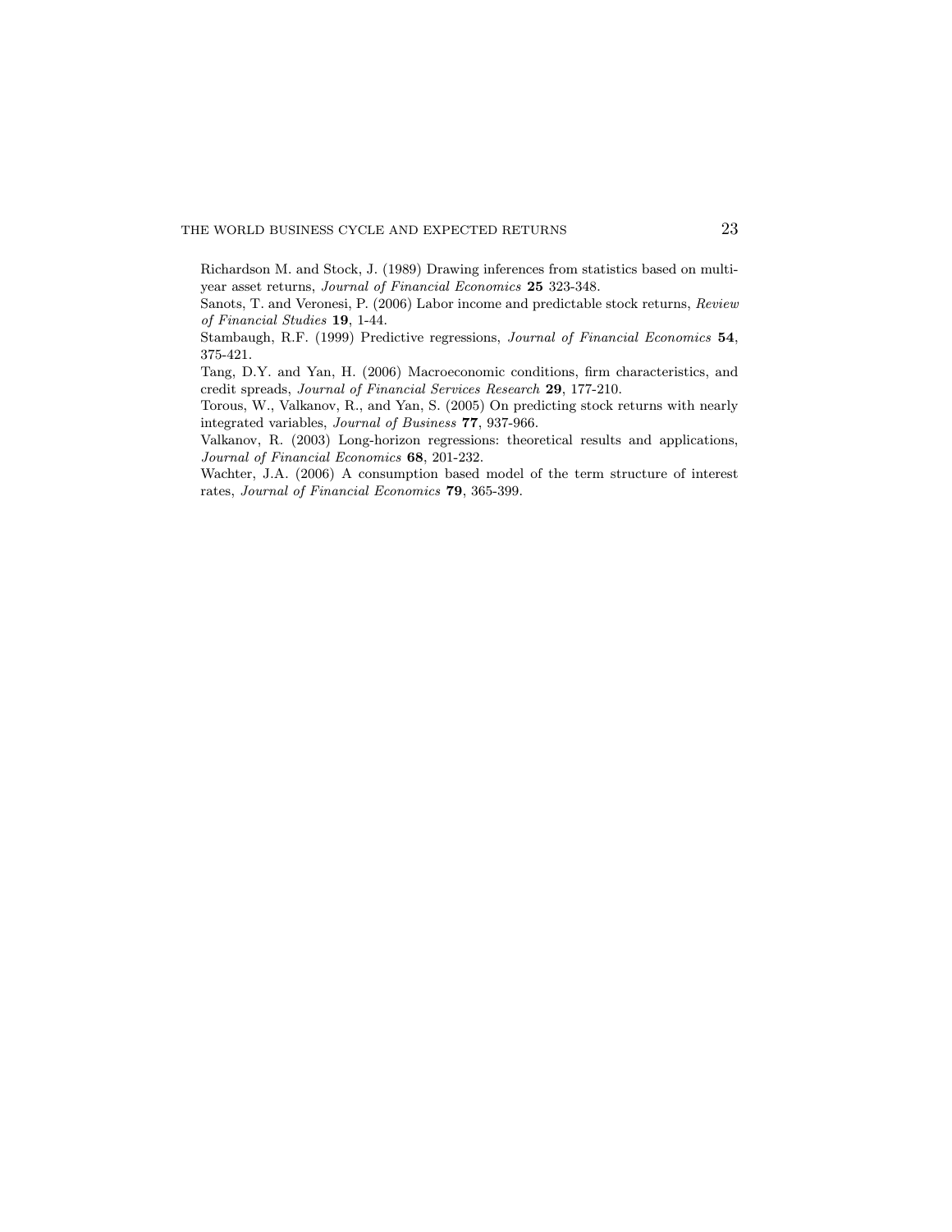Richardson M. and Stock, J. (1989) Drawing inferences from statistics based on multi-year asset returns, *Journal of Financial Economics* **25** 323-348.

Sanots, T. and Veronesi, P. (2006) Labor income and predictable stock returns, *Review of Financial Studies* **19**, 1-44.

Stambaugh, R.F. (1999) Predictive regressions, *Journal of Financial Economics* **54**, 375-421.

Tang, D.Y. and Yan, H. (2006) Macroeconomic conditions, firm characteristics, and credit spreads, *Journal of Financial Services Research* **29**, 177-210.

Torous, W., Valkanov, R., and Yan, S. (2005) On predicting stock returns with nearly integrated variables, *Journal of Business* **77**, 937-966.

Valkanov, R. (2003) Long-horizon regressions: theoretical results and applications, *Journal of Financial Economics* **68**, 201-232.

Wachter, J.A. (2006) A consumption based model of the term structure of interest rates, *Journal of Financial Economics* **79**, 365-399.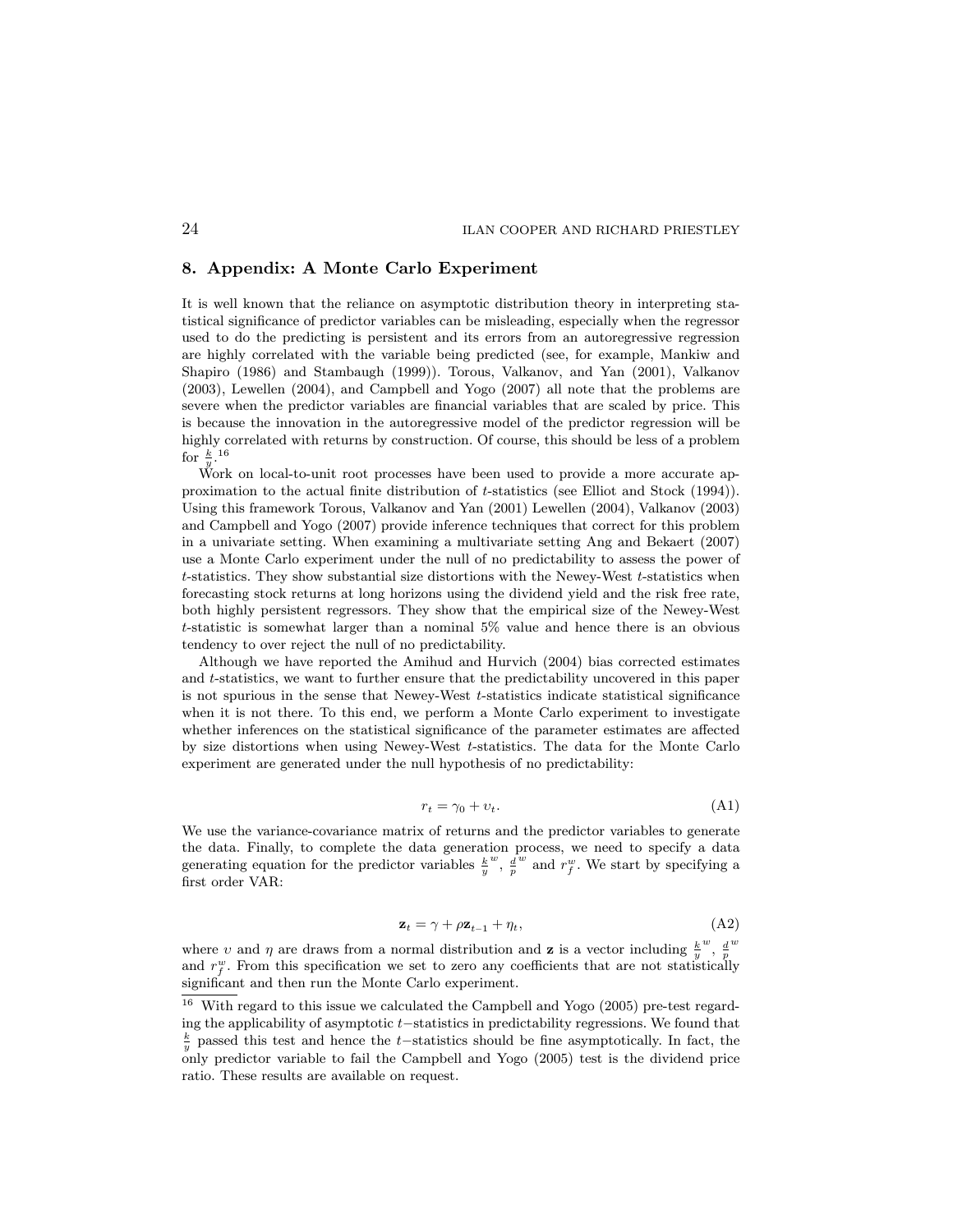## 8. Appendix: A Monte Carlo Experiment

It is well known that the reliance on asymptotic distribution theory in interpreting statistical significance of predictor variables can be misleading, especially when the regressor used to do the predicting is persistent and its errors from an autoregressive regression are highly correlated with the variable being predicted (see, for example, Mankiw and Shapiro (1986) and Stambaugh (1999)). Torous, Valkanov, and Yan (2001), Valkanov (2003), Lewellen (2004), and Campbell and Yogo (2007) all note that the problems are severe when the predictor variables are financial variables that are scaled by price. This is because the innovation in the autoregressive model of the predictor regression will be highly correlated with returns by construction. Of course, this should be less of a problem for $\frac{k}{y}$.[16]

Work on local-to-unit root processes have been used to provide a more accurate approximation to the actual finite distribution of $t$-statistics (see Elliot and Stock (1994)). Using this framework Torous, Valkanov and Yan (2001) Lewellen (2004), Valkanov (2003) and Campbell and Yogo (2007) provide inference techniques that correct for this problem in a univariate setting. When examining a multivariate setting Ang and Bekaert (2007) use a Monte Carlo experiment under the null of no predictability to assess the power of $t$-statistics. They show substantial size distortions with the Newey-West $t$-statistics when forecasting stock returns at long horizons using the dividend yield and the risk free rate, both highly persistent regressors. They show that the empirical size of the Newey-West $t$-statistic is somewhat larger than a nominal 5% value and hence there is an obvious tendency to over reject the null of no predictability.

Although we have reported the Amihud and Hurvich (2004) bias corrected estimates and $t$-statistics, we want to further ensure that the predictability uncovered in this paper is not spurious in the sense that Newey-West $t$-statistics indicate statistical significance when it is not there. To this end, we perform a Monte Carlo experiment to investigate whether inferences on the statistical significance of the parameter estimates are affected by size distortions when using Newey-West $t$-statistics. The data for the Monte Carlo experiment are generated under the null hypothesis of no predictability:

$$r_t = \gamma_0 + \upsilon_t. \tag{A1}$$

We use the variance-covariance matrix of returns and the predictor variables to generate the data. Finally, to complete the data generation process, we need to specify a data generating equation for the predictor variables $\frac{k}{y}^w$, $\frac{d}{p}^w$ and $r_f^w$. We start by specifying a first order VAR:

$$\mathbf{z}_t = \gamma + \rho \mathbf{z}_{t-1} + \eta_t, \tag{A2}$$

where $\upsilon$ and $\eta$ are draws from a normal distribution and $\mathbf{z}$ is a vector including $\frac{k}{y}^w$, $\frac{d}{p}^w$ and $r_f^w$. From this specification we set to zero any coefficients that are not statistically significant and then run the Monte Carlo experiment.

[16] With regard to this issue we calculated the Campbell and Yogo (2005) pre-test regarding the applicability of asymptotic $t-$statistics in predictability regressions. We found that $\frac{k}{y}$ passed this test and hence the $t-$statistics should be fine asymptotically. In fact, the only predictor variable to fail the Campbell and Yogo (2005) test is the dividend price ratio. These results are available on request.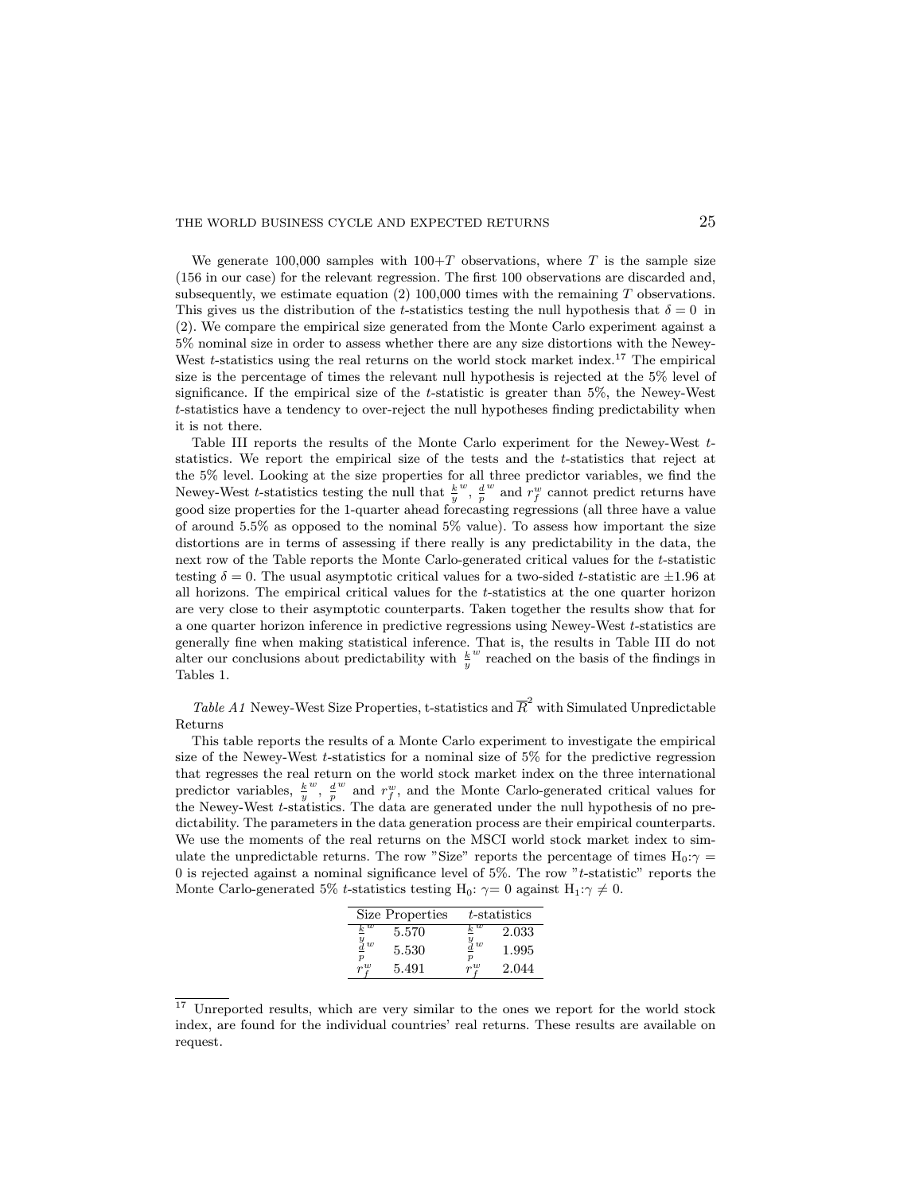We generate 100,000 samples with 100+$T$ observations, where $T$ is the sample size (156 in our case) for the relevant regression. The first 100 observations are discarded and, subsequently, we estimate equation (2) 100,000 times with the remaining $T$ observations. This gives us the distribution of the $t$-statistics testing the null hypothesis that $\delta = 0$ in (2). We compare the empirical size generated from the Monte Carlo experiment against a 5% nominal size in order to assess whether there are any size distortions with the Newey-West $t$-statistics using the real returns on the world stock market index.[17] The empirical size is the percentage of times the relevant null hypothesis is rejected at the 5% level of significance. If the empirical size of the $t$-statistic is greater than 5%, the Newey-West $t$-statistics have a tendency to over-reject the null hypotheses finding predictability when it is not there.

Table III reports the results of the Monte Carlo experiment for the Newey-West $t$-statistics. We report the empirical size of the tests and the $t$-statistics that reject at the 5% level. Looking at the size properties for all three predictor variables, we find the Newey-West $t$-statistics testing the null that $\frac{k}{y}^w$, $\frac{d}{p}^w$ and $r_f^w$ cannot predict returns have good size properties for the 1-quarter ahead forecasting regressions (all three have a value of around 5.5% as opposed to the nominal 5% value). To assess how important the size distortions are in terms of assessing if there really is any predictability in the data, the next row of the Table reports the Monte Carlo-generated critical values for the $t$-statistic testing $\delta = 0$. The usual asymptotic critical values for a two-sided $t$-statistic are $\pm 1.96$ at all horizons. The empirical critical values for the $t$-statistics at the one quarter horizon are very close to their asymptotic counterparts. Taken together the results show that for a one quarter horizon inference in predictive regressions using Newey-West $t$-statistics are generally fine when making statistical inference. That is, the results in Table III do not alter our conclusions about predictability with $\frac{k}{y}^w$ reached on the basis of the findings in Tables 1.

*Table A1* Newey-West Size Properties, t-statistics and $\overline{R}^2$ with Simulated Unpredictable Returns

This table reports the results of a Monte Carlo experiment to investigate the empirical size of the Newey-West $t$-statistics for a nominal size of 5% for the predictive regression that regresses the real return on the world stock market index on the three international predictor variables, $\frac{k}{y}^w$, $\frac{d}{p}^w$ and $r_f^w$, and the Monte Carlo-generated critical values for the Newey-West $t$-statistics. The data are generated under the null hypothesis of no predictability. The parameters in the data generation process are their empirical counterparts. We use the moments of the real returns on the MSCI world stock market index to simulate the unpredictable returns. The row "Size" reports the percentage of times H$_0$:$\gamma = 0$ is rejected against a nominal significance level of 5%. The row "$t$-statistic" reports the Monte Carlo-generated 5% $t$-statistics testing H$_0$: $\gamma = 0$ against H$_1$:$\gamma \neq 0$.

| Size Properties | | $t$-statistics | |
|---|---|---|---|
| $\frac{k}{y}^w$ | 5.570 | $\frac{k}{y}^w$ | 2.033 |
| $\frac{d}{p}^w$ | 5.530 | $\frac{d}{p}^w$ | 1.995 |
| $r_f^w$ | 5.491 | $r_f^w$ | 2.044 |

[17] Unreported results, which are very similar to the ones we report for the world stock index, are found for the individual countries' real returns. These results are available on request.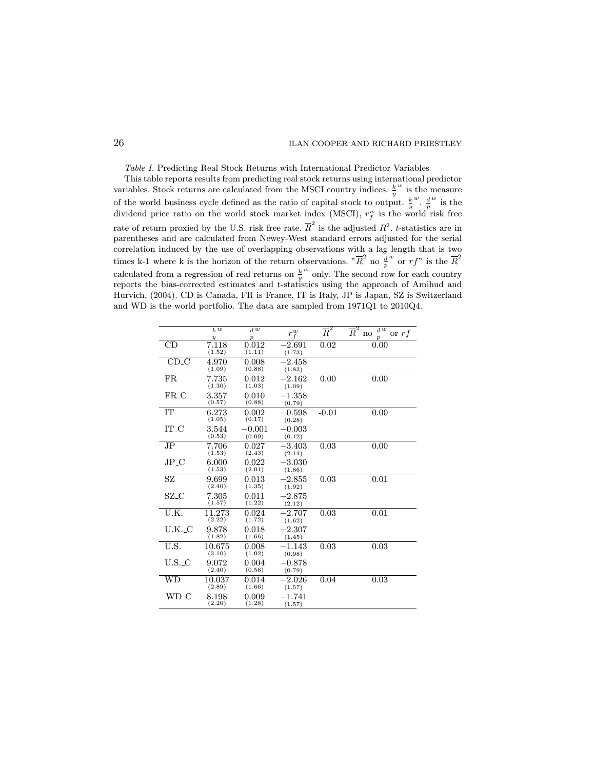*Table I.* Predicting Real Stock Returns with International Predictor Variables

This table reports results from predicting real stock returns using international predictor variables. Stock returns are calculated from the MSCI country indices. $\frac{k}{y}^w$ is the measure of the world business cycle defined as the ratio of capital stock to output. $\frac{k}{y}^w$. $\frac{d}{p}^w$ is the dividend price ratio on the world stock market index (MSCI), $r_f^w$ is the world risk free rate of return proxied by the U.S. risk free rate. $\overline{R}^2$ is the adjusted $R^2$. $t$-statistics are in parentheses and are calculated from Newey-West standard errors adjusted for the serial correlation induced by the use of overlapping observations with a lag length that is two times k-1 where k is the horizon of the return observations. "$\overline{R}^2$ no $\frac{d}{p}^w$ or $rf$" is the $\overline{R}^2$ calculated from a regression of real returns on $\frac{k}{y}^w$ only. The second row for each country reports the bias-corrected estimates and t-statistics using the approach of Amihud and Hurvich, (2004). CD is Canada, FR is France, IT is Italy, JP is Japan, SZ is Switzerland and WD is the world portfolio. The data are sampled from 1971Q1 to 2010Q4.

| | $\frac{k}{y}^w$ | $\frac{d}{p}^w$ | $r_f^w$ | $\overline{R}^2$ | $\overline{R}^2$ no $\frac{d}{p}^w$ or $rf$ |
|---|---|---|---|---|---|
| CD | 7.118 (1.52) | 0.012 (1.11) | −2.691 (1.73) | 0.02 | 0.00 |
| CD_C | 4.970 (1.09) | 0.008 (0.88) | −2.458 (1.83) | | |
| FR | 7.735 (1.30) | 0.012 (1.03) | −2.162 (1.09) | 0.00 | 0.00 |
| FR_C | 3.357 (0.57) | 0.010 (0.88) | −1.358 (0.79) | | |
| IT | 6.273 (1.05) | 0.002 (0.17) | −0.598 (0.28) | -0.01 | 0.00 |
| IT_C | 3.544 (0.53) | −0.001 (0.09) | −0.003 (0.12) | | |
| JP | 7.706 (1.53) | 0.027 (2.43) | −3.403 (2.14) | 0.03 | 0.00 |
| JP_C | 6.000 (1.53) | 0.022 (2.01) | −3.030 (1.86) | | |
| SZ | 9.699 (2.40) | 0.013 (1.35) | −2.855 (1.92) | 0.03 | 0.01 |
| SZ_C | 7.305 (1.57) | 0.011 (1.22) | −2.875 (2.12) | | |
| U.K. | 11.273 (2.22) | 0.024 (1.72) | −2.707 (1.62) | 0.03 | 0.01 |
| U.K._C | 9.878 (1.82) | 0.018 (1.66) | −2.307 (1.45) | | |
| U.S. | 10.675 (3.10) | 0.008 (1.02) | −1.143 (0.98) | 0.03 | 0.03 |
| U.S._C | 9.072 (2.40) | 0.004 (0.56) | −0.878 (0.79) | | |
| WD | 10.037 (2.89) | 0.014 (1.66) | −2.026 (1.57) | 0.04 | 0.03 |
| WD_C | 8.198 (2.20) | 0.009 (1.28) | −1.741 (1.57) | | |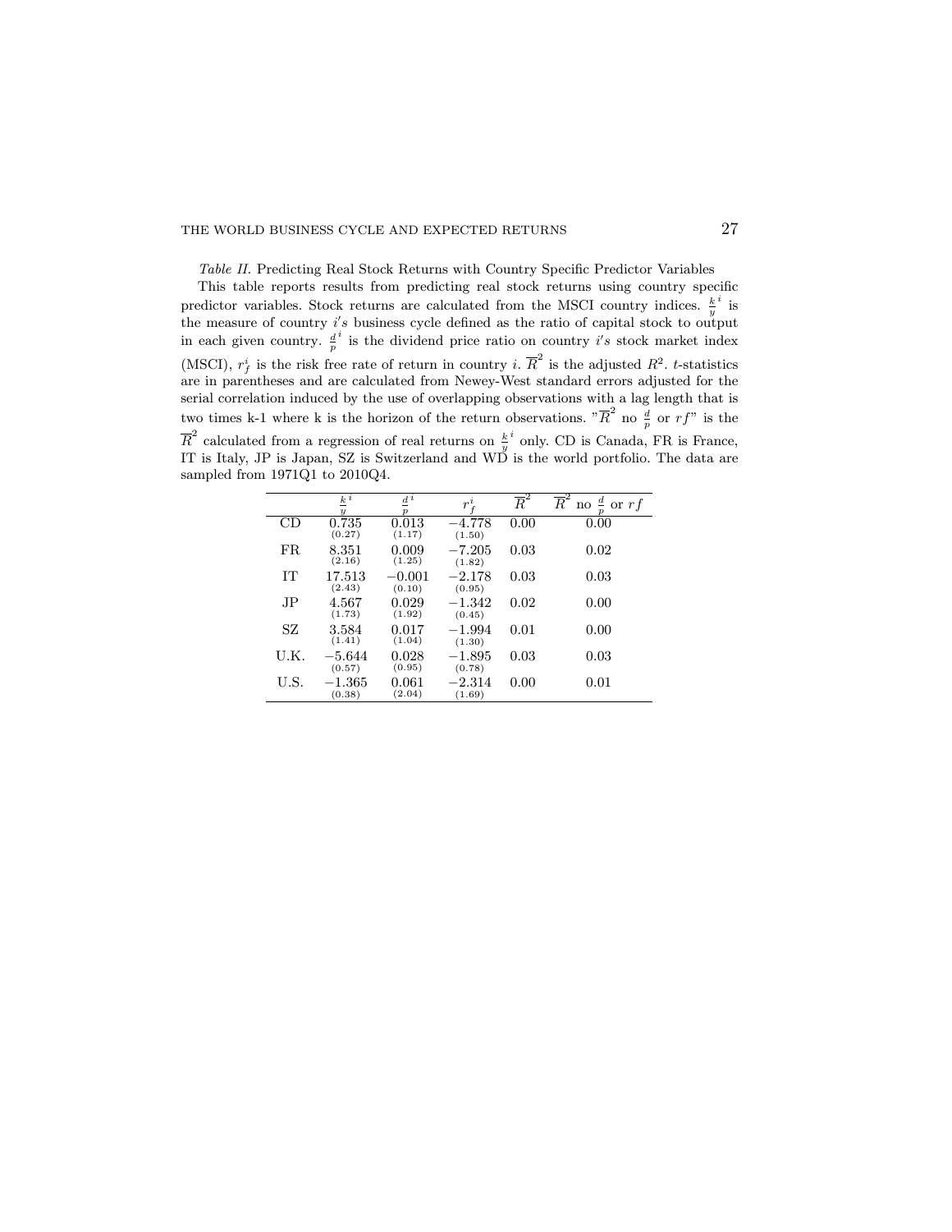*Table II.* Predicting Real Stock Returns with Country Specific Predictor Variables

This table reports results from predicting real stock returns using country specific predictor variables. Stock returns are calculated from the MSCI country indices. $\frac{k}{y}^i$ is the measure of country $i's$ business cycle defined as the ratio of capital stock to output in each given country. $\frac{d}{p}^i$ is the dividend price ratio on country $i's$ stock market index (MSCI), $r_f^i$ is the risk free rate of return in country $i$. $\overline{R}^2$ is the adjusted $R^2$. $t$-statistics are in parentheses and are calculated from Newey-West standard errors adjusted for the serial correlation induced by the use of overlapping observations with a lag length that is two times k-1 where k is the horizon of the return observations. "$\overline{R}^2$ no $\frac{d}{p}$ or $rf$" is the $\overline{R}^2$ calculated from a regression of real returns on $\frac{k}{y}^i$ only. CD is Canada, FR is France, IT is Italy, JP is Japan, SZ is Switzerland and WD is the world portfolio. The data are sampled from 1971Q1 to 2010Q4.

| | $\frac{k}{y}^i$ | $\frac{d}{p}^i$ | $r_f^i$ | $\overline{R}^2$ | $\overline{R}^2$ no $\frac{d}{p}$ or $rf$ |
|---|---|---|---|---|---|
| CD | 0.735 (0.27) | 0.013 (1.17) | −4.778 (1.50) | 0.00 | 0.00 |
| FR | 8.351 (2.16) | 0.009 (1.25) | −7.205 (1.82) | 0.03 | 0.02 |
| IT | 17.513 (2.43) | −0.001 (0.10) | −2.178 (0.95) | 0.03 | 0.03 |
| JP | 4.567 (1.73) | 0.029 (1.92) | −1.342 (0.45) | 0.02 | 0.00 |
| SZ | 3.584 (1.41) | 0.017 (1.04) | −1.994 (1.30) | 0.01 | 0.00 |
| U.K. | −5.644 (0.57) | 0.028 (0.95) | −1.895 (0.78) | 0.03 | 0.03 |
| U.S. | −1.365 (0.38) | 0.061 (2.04) | −2.314 (1.69) | 0.00 | 0.01 |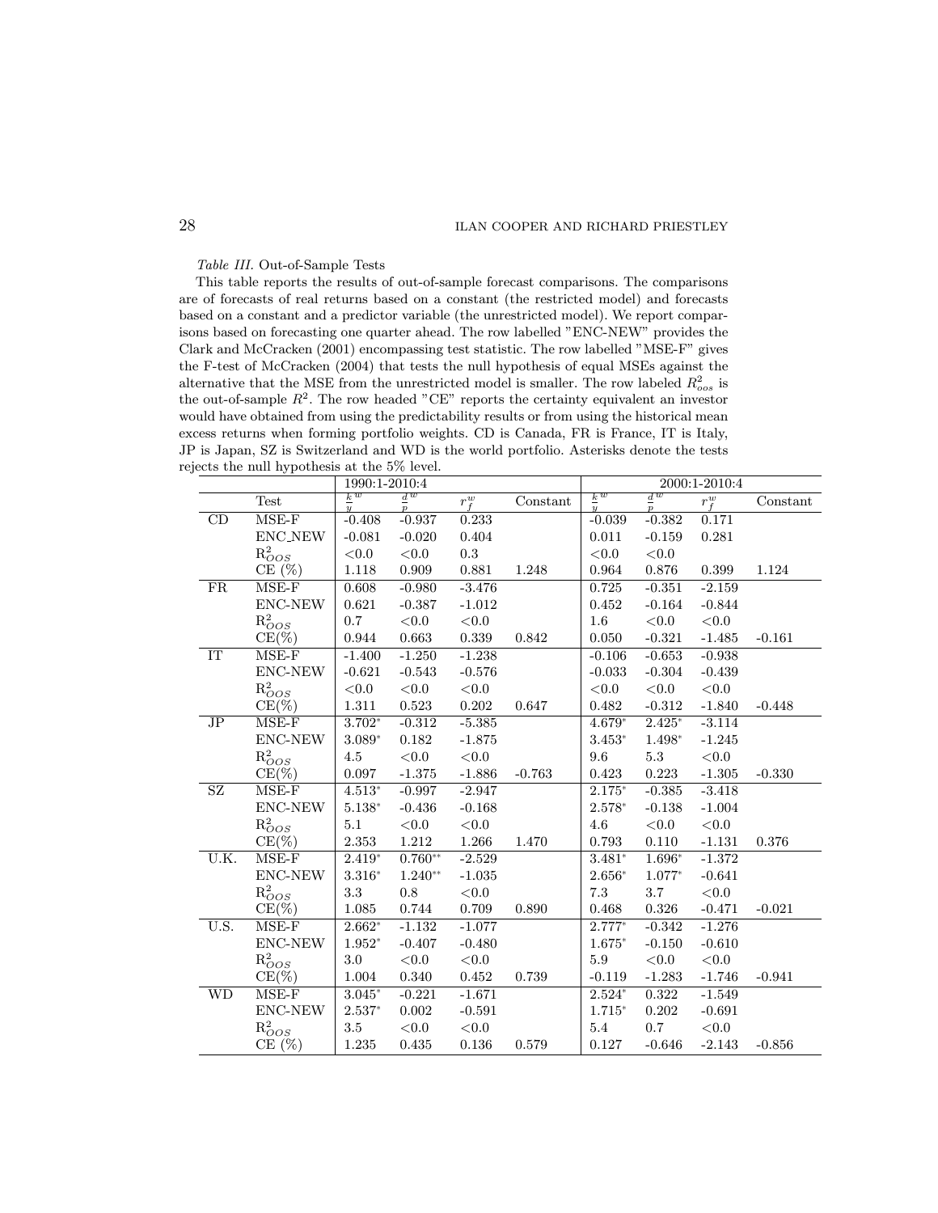*Table III.* Out-of-Sample Tests

This table reports the results of out-of-sample forecast comparisons. The comparisons are of forecasts of real returns based on a constant (the restricted model) and forecasts based on a constant and a predictor variable (the unrestricted model). We report comparisons based on forecasting one quarter ahead. The row labelled "ENC-NEW" provides the Clark and McCracken (2001) encompassing test statistic. The row labelled "MSE-F" gives the F-test of McCracken (2004) that tests the null hypothesis of equal MSEs against the alternative that the MSE from the unrestricted model is smaller. The row labeled $R^2_{oos}$ is the out-of-sample $R^2$. The row headed "CE" reports the certainty equivalent an investor would have obtained from using the predictability results or from using the historical mean excess returns when forming portfolio weights. CD is Canada, FR is France, IT is Italy, JP is Japan, SZ is Switzerland and WD is the world portfolio. Asterisks denote the tests rejects the null hypothesis at the 5% level.

| | | 1990:1-2010:4 | | | | 2000:1-2010:4 | | | |
|---|---|---|---|---|---|---|---|---|---|
| | Test | $\frac{k}{y}^w$ | $\frac{d}{p}^w$ | $r_f^w$ | Constant | $\frac{k}{y}^w$ | $\frac{d}{p}^w$ | $r_f^w$ | Constant |
| CD | MSE-F | -0.408 | -0.937 | 0.233 | | -0.039 | -0.382 | 0.171 | |
| | ENC_NEW | -0.081 | -0.020 | 0.404 | | 0.011 | -0.159 | 0.281 | |
| | $R^2_{OOS}$ | <0.0 | <0.0 | 0.3 | | <0.0 | <0.0 | | |
| | CE (%) | 1.118 | 0.909 | 0.881 | 1.248 | 0.964 | 0.876 | 0.399 | 1.124 |
| FR | MSE-F | 0.608 | -0.980 | -3.476 | | 0.725 | -0.351 | -2.159 | |
| | ENC-NEW | 0.621 | -0.387 | -1.012 | | 0.452 | -0.164 | -0.844 | |
| | $R^2_{OOS}$ | 0.7 | <0.0 | <0.0 | | 1.6 | <0.0 | <0.0 | |
| | CE(%) | 0.944 | 0.663 | 0.339 | 0.842 | 0.050 | -0.321 | -1.485 | -0.161 |
| IT | MSE-F | -1.400 | -1.250 | -1.238 | | -0.106 | -0.653 | -0.938 | |
| | ENC-NEW | -0.621 | -0.543 | -0.576 | | -0.033 | -0.304 | -0.439 | |
| | $R^2_{OOS}$ | <0.0 | <0.0 | <0.0 | | <0.0 | <0.0 | <0.0 | |
| | CE(%) | 1.311 | 0.523 | 0.202 | 0.647 | 0.482 | -0.312 | -1.840 | -0.448 |
| JP | MSE-F | 3.702* | -0.312 | -5.385 | | 4.679* | 2.425* | -3.114 | |
| | ENC-NEW | 3.089* | 0.182 | -1.875 | | 3.453* | 1.498* | -1.245 | |
| | $R^2_{OOS}$ | 4.5 | <0.0 | <0.0 | | 9.6 | 5.3 | <0.0 | |
| | CE(%) | 0.097 | -1.375 | -1.886 | -0.763 | 0.423 | 0.223 | -1.305 | -0.330 |
| SZ | MSE-F | 4.513* | -0.997 | -2.947 | | 2.175* | -0.385 | -3.418 | |
| | ENC-NEW | 5.138* | -0.436 | -0.168 | | 2.578* | -0.138 | -1.004 | |
| | $R^2_{OOS}$ | 5.1 | <0.0 | <0.0 | | 4.6 | <0.0 | <0.0 | |
| | CE(%) | 2.353 | 1.212 | 1.266 | 1.470 | 0.793 | 0.110 | -1.131 | 0.376 |
| U.K. | MSE-F | 2.419* | 0.760** | -2.529 | | 3.481* | 1.696* | -1.372 | |
| | ENC-NEW | 3.316* | 1.240** | -1.035 | | 2.656* | 1.077* | -0.641 | |
| | $R^2_{OOS}$ | 3.3 | 0.8 | <0.0 | | 7.3 | 3.7 | <0.0 | |
| | CE(%) | 1.085 | 0.744 | 0.709 | 0.890 | 0.468 | 0.326 | -0.471 | -0.021 |
| U.S. | MSE-F | 2.662* | -1.132 | -1.077 | | 2.777* | -0.342 | -1.276 | |
| | ENC-NEW | 1.952* | -0.407 | -0.480 | | 1.675* | -0.150 | -0.610 | |
| | $R^2_{OOS}$ | 3.0 | <0.0 | <0.0 | | 5.9 | <0.0 | <0.0 | |
| | CE(%) | 1.004 | 0.340 | 0.452 | 0.739 | -0.119 | -1.283 | -1.746 | -0.941 |
| WD | MSE-F | 3.045* | -0.221 | -1.671 | | 2.524* | 0.322 | -1.549 | |
| | ENC-NEW | 2.537* | 0.002 | -0.591 | | 1.715* | 0.202 | -0.691 | |
| | $R^2_{OOS}$ | 3.5 | <0.0 | <0.0 | | 5.4 | 0.7 | <0.0 | |
| | CE (%) | 1.235 | 0.435 | 0.136 | 0.579 | 0.127 | -0.646 | -2.143 | -0.856 |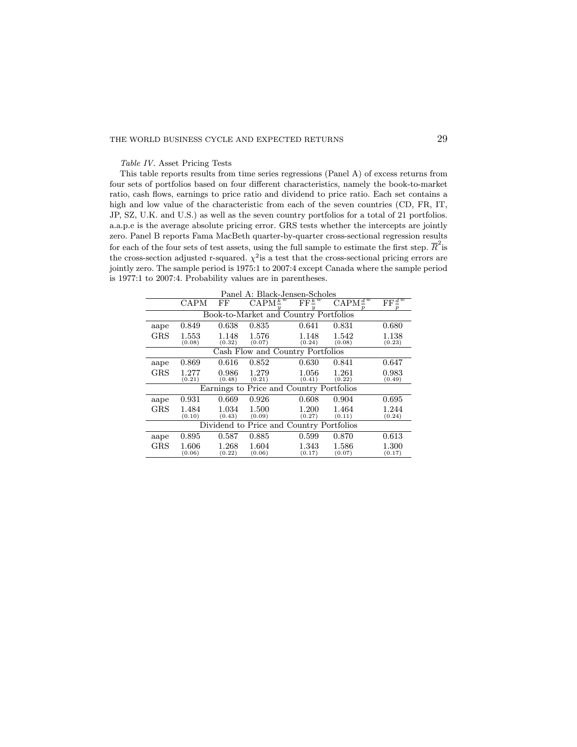*Table IV*. Asset Pricing Tests

This table reports results from time series regressions (Panel A) of excess returns from four sets of portfolios based on four different characteristics, namely the book-to-market ratio, cash flows, earnings to price ratio and dividend to price ratio. Each set contains a high and low value of the characteristic from each of the seven countries (CD, FR, IT, JP, SZ, U.K. and U.S.) as well as the seven country portfolios for a total of 21 portfolios. a.a.p.e is the average absolute pricing error. GRS tests whether the intercepts are jointly zero. Panel B reports Fama MacBeth quarter-by-quarter cross-sectional regression results for each of the four sets of test assets, using the full sample to estimate the first step. $\overline{R}^2$ is the cross-section adjusted r-squared. $\chi^2$ is a test that the cross-sectional pricing errors are jointly zero. The sample period is 1975:1 to 2007:4 except Canada where the sample period is 1977:1 to 2007:4. Probability values are in parentheses.

| Panel A: Black-Jensen-Scholes | | | | | | |
|---|---|---|---|---|---|---|
| | CAPM | FF | $\text{CAPM}\frac{k}{y}^w$ | $\text{FF}\frac{k}{y}^w$ | $\text{CAPM}\frac{d}{p}^w$ | $\text{FF}\frac{d}{p}^w$ |
| **Book-to-Market and Country Portfolios** | | | | | | |
| aape | 0.849 | 0.638 | 0.835 | 0.641 | 0.831 | 0.680 |
| GRS | 1.553 (0.08) | 1.148 (0.32) | 1.576 (0.07) | 1.148 (0.24) | 1.542 (0.08) | 1.138 (0.23) |
| **Cash Flow and Country Portfolios** | | | | | | |
| aape | 0.869 | 0.616 | 0.852 | 0.630 | 0.841 | 0.647 |
| GRS | 1.277 (0.21) | 0.986 (0.48) | 1.279 (0.21) | 1.056 (0.41) | 1.261 (0.22) | 0.983 (0.49) |
| **Earnings to Price and Country Portfolios** | | | | | | |
| aape | 0.931 | 0.669 | 0.926 | 0.608 | 0.904 | 0.695 |
| GRS | 1.484 (0.10) | 1.034 (0.43) | 1.500 (0.09) | 1.200 (0.27) | 1.464 (0.11) | 1.244 (0.24) |
| **Dividend to Price and Country Portfolios** | | | | | | |
| aape | 0.895 | 0.587 | 0.885 | 0.599 | 0.870 | 0.613 |
| GRS | 1.606 (0.06) | 1.268 (0.22) | 1.604 (0.06) | 1.343 (0.17) | 1.586 (0.07) | 1.300 (0.17) |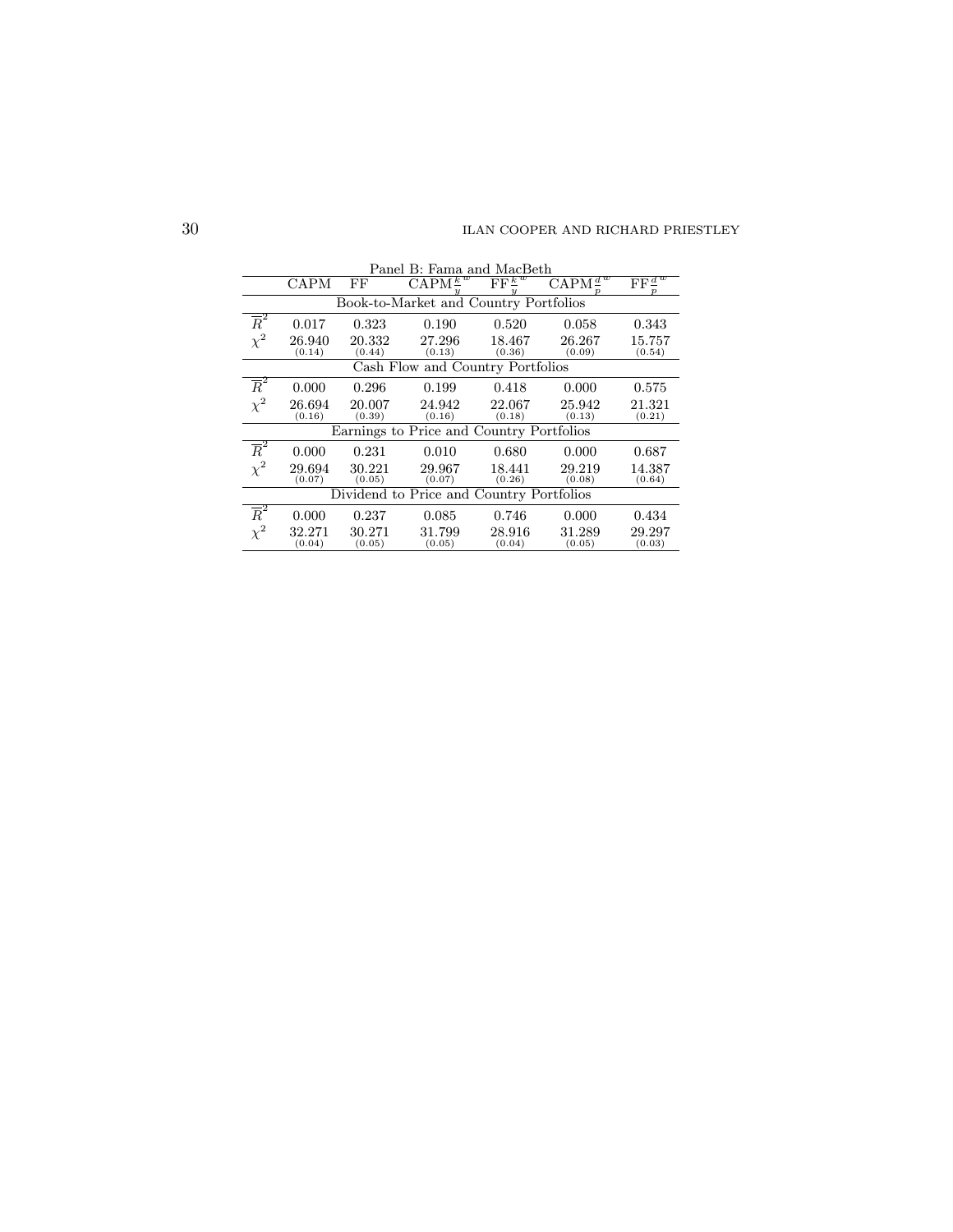Panel B: Fama and MacBeth

| | CAPM | FF | $\text{CAPM}\frac{k}{y}^w$ | $\text{FF}\frac{k}{y}^w$ | $\text{CAPM}\frac{d}{p}^w$ | $\text{FF}\frac{d}{p}^w$ |
|---|---|---|---|---|---|---|
| **Book-to-Market and Country Portfolios** | | | | | | |
| $\overline{R}^2$ | 0.017 | 0.323 | 0.190 | 0.520 | 0.058 | 0.343 |
| $\chi^2$ | 26.940 (0.14) | 20.332 (0.44) | 27.296 (0.13) | 18.467 (0.36) | 26.267 (0.09) | 15.757 (0.54) |
| **Cash Flow and Country Portfolios** | | | | | | |
| $\overline{R}^2$ | 0.000 | 0.296 | 0.199 | 0.418 | 0.000 | 0.575 |
| $\chi^2$ | 26.694 (0.16) | 20.007 (0.39) | 24.942 (0.16) | 22.067 (0.18) | 25.942 (0.13) | 21.321 (0.21) |
| **Earnings to Price and Country Portfolios** | | | | | | |
| $\overline{R}^2$ | 0.000 | 0.231 | 0.010 | 0.680 | 0.000 | 0.687 |
| $\chi^2$ | 29.694 (0.07) | 30.221 (0.05) | 29.967 (0.07) | 18.441 (0.26) | 29.219 (0.08) | 14.387 (0.64) |
| **Dividend to Price and Country Portfolios** | | | | | | |
| $\overline{R}^2$ | 0.000 | 0.237 | 0.085 | 0.746 | 0.000 | 0.434 |
| $\chi^2$ | 32.271 (0.04) | 30.271 (0.05) | 31.799 (0.05) | 28.916 (0.04) | 31.289 (0.05) | 29.297 (0.03) |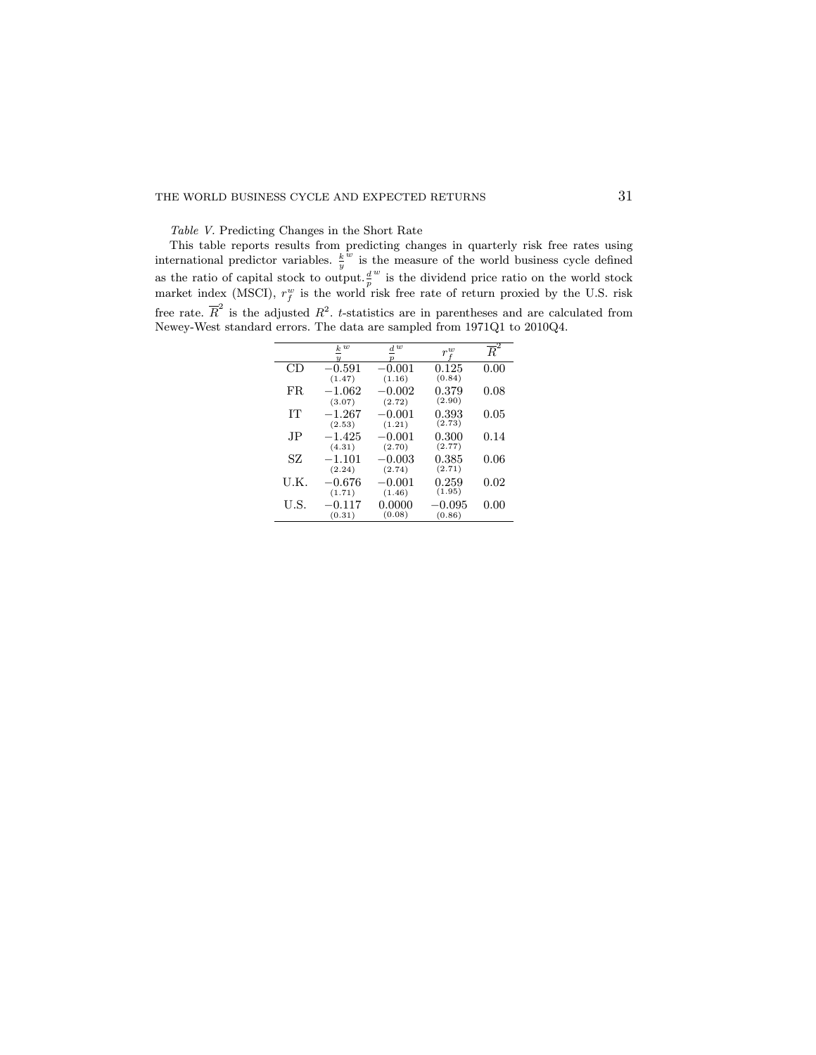*Table V*. Predicting Changes in the Short Rate

This table reports results from predicting changes in quarterly risk free rates using international predictor variables. $\frac{k}{y}^w$ is the measure of the world business cycle defined as the ratio of capital stock to output. $\frac{d}{p}^w$ is the dividend price ratio on the world stock market index (MSCI), $r_f^w$ is the world risk free rate of return proxied by the U.S. risk free rate. $\overline{R}^2$ is the adjusted $R^2$. $t$-statistics are in parentheses and are calculated from Newey-West standard errors. The data are sampled from 1971Q1 to 2010Q4.

| | $\frac{k}{y}^w$ | $\frac{d}{p}^w$ | $r_f^w$ | $\overline{R}^2$ |
|---|---|---|---|---|
| CD | −0.591 (1.47) | −0.001 (1.16) | 0.125 (0.84) | 0.00 |
| FR | −1.062 (3.07) | −0.002 (2.72) | 0.379 (2.90) | 0.08 |
| IT | −1.267 (2.53) | −0.001 (1.21) | 0.393 (2.73) | 0.05 |
| JP | −1.425 (4.31) | −0.001 (2.70) | 0.300 (2.77) | 0.14 |
| SZ | −1.101 (2.24) | −0.003 (2.74) | 0.385 (2.71) | 0.06 |
| U.K. | −0.676 (1.71) | −0.001 (1.46) | 0.259 (1.95) | 0.02 |
| U.S. | −0.117 (0.31) | 0.0000 (0.08) | −0.095 (0.86) | 0.00 |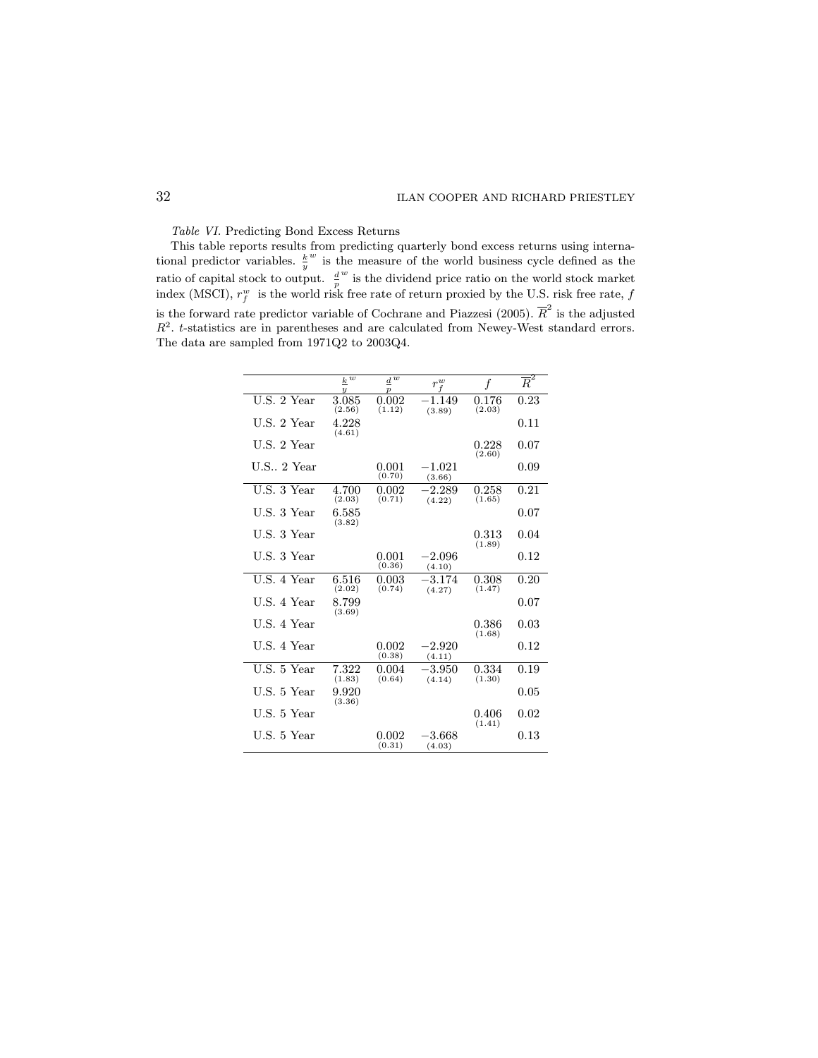*Table VI.* Predicting Bond Excess Returns

This table reports results from predicting quarterly bond excess returns using international predictor variables. $\frac{k}{y}^{w}$ is the measure of the world business cycle defined as the ratio of capital stock to output. $\frac{d}{p}^{w}$ is the dividend price ratio on the world stock market index (MSCI), $r_f^w$ is the world risk free rate of return proxied by the U.S. risk free rate, $f$ is the forward rate predictor variable of Cochrane and Piazzesi (2005). $\overline{R}^2$ is the adjusted $R^2$. $t$-statistics are in parentheses and are calculated from Newey-West standard errors. The data are sampled from 1971Q2 to 2003Q4.

| | $\frac{k}{y}^{w}$ | $\frac{d}{p}^{w}$ | $r_f^w$ | $f$ | $\overline{R}^2$ |
|---|---|---|---|---|---|
| U.S. 2 Year | 3.085 (2.56) | 0.002 (1.12) | −1.149 (3.89) | 0.176 (2.03) | 0.23 |
| U.S. 2 Year | 4.228 (4.61) | | | | 0.11 |
| U.S. 2 Year | | | | 0.228 (2.60) | 0.07 |
| U.S.. 2 Year | | 0.001 (0.70) | −1.021 (3.66) | | 0.09 |
| U.S. 3 Year | 4.700 (2.03) | 0.002 (0.71) | −2.289 (4.22) | 0.258 (1.65) | 0.21 |
| U.S. 3 Year | 6.585 (3.82) | | | | 0.07 |
| U.S. 3 Year | | | | 0.313 (1.89) | 0.04 |
| U.S. 3 Year | | 0.001 (0.36) | −2.096 (4.10) | | 0.12 |
| U.S. 4 Year | 6.516 (2.02) | 0.003 (0.74) | −3.174 (4.27) | 0.308 (1.47) | 0.20 |
| U.S. 4 Year | 8.799 (3.69) | | | | 0.07 |
| U.S. 4 Year | | | | 0.386 (1.68) | 0.03 |
| U.S. 4 Year | | 0.002 (0.38) | −2.920 (4.11) | | 0.12 |
| U.S. 5 Year | 7.322 (1.83) | 0.004 (0.64) | −3.950 (4.14) | 0.334 (1.30) | 0.19 |
| U.S. 5 Year | 9.920 (3.36) | | | | 0.05 |
| U.S. 5 Year | | | | 0.406 (1.41) | 0.02 |
| U.S. 5 Year | | 0.002 (0.31) | −3.668 (4.03) | | 0.13 |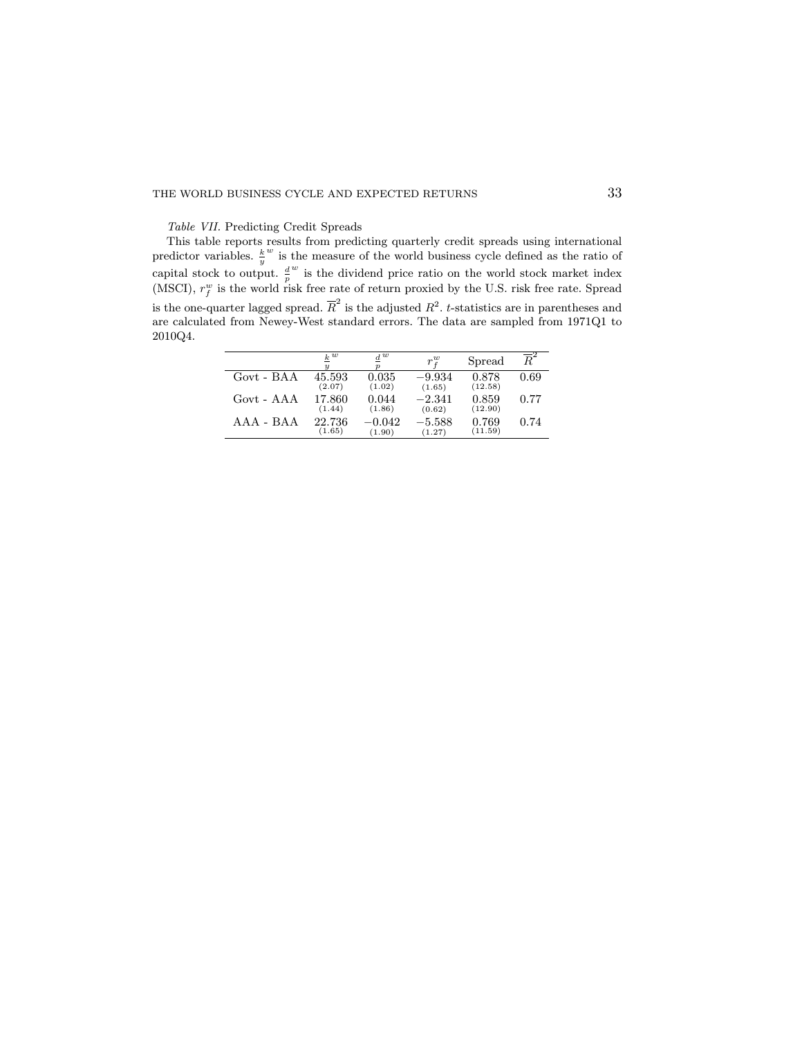*Table VII.* Predicting Credit Spreads

This table reports results from predicting quarterly credit spreads using international predictor variables. $\frac{k}{y}^w$ is the measure of the world business cycle defined as the ratio of capital stock to output. $\frac{d}{p}^w$ is the dividend price ratio on the world stock market index (MSCI), $r_f^w$ is the world risk free rate of return proxied by the U.S. risk free rate. Spread is the one-quarter lagged spread. $\overline{R}^2$ is the adjusted $R^2$. $t$-statistics are in parentheses and are calculated from Newey-West standard errors. The data are sampled from 1971Q1 to 2010Q4.

| | $\frac{k}{y}^w$ | $\frac{d}{p}^w$ | $r_f^w$ | Spread | $\overline{R}^2$ |
|---|---|---|---|---|---|
| Govt - BAA | 45.593 (2.07) | 0.035 (1.02) | −9.934 (1.65) | 0.878 (12.58) | 0.69 |
| Govt - AAA | 17.860 (1.44) | 0.044 (1.86) | −2.341 (0.62) | 0.859 (12.90) | 0.77 |
| AAA - BAA | 22.736 (1.65) | −0.042 (1.90) | −5.588 (1.27) | 0.769 (11.59) | 0.74 |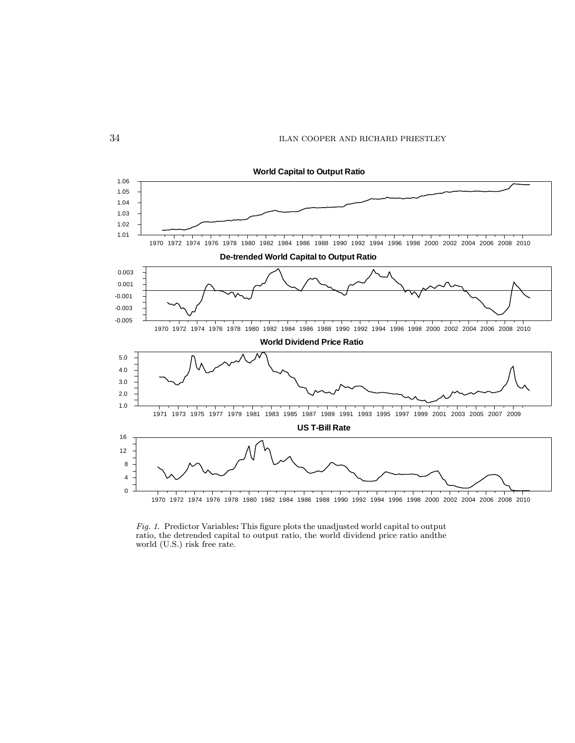*Fig. 1.* Predictor Variables**:** This figure plots the unadjusted world capital to output ratio, the detrended capital to output ratio, the world dividend price ratio andthe world (U.S.) risk free rate.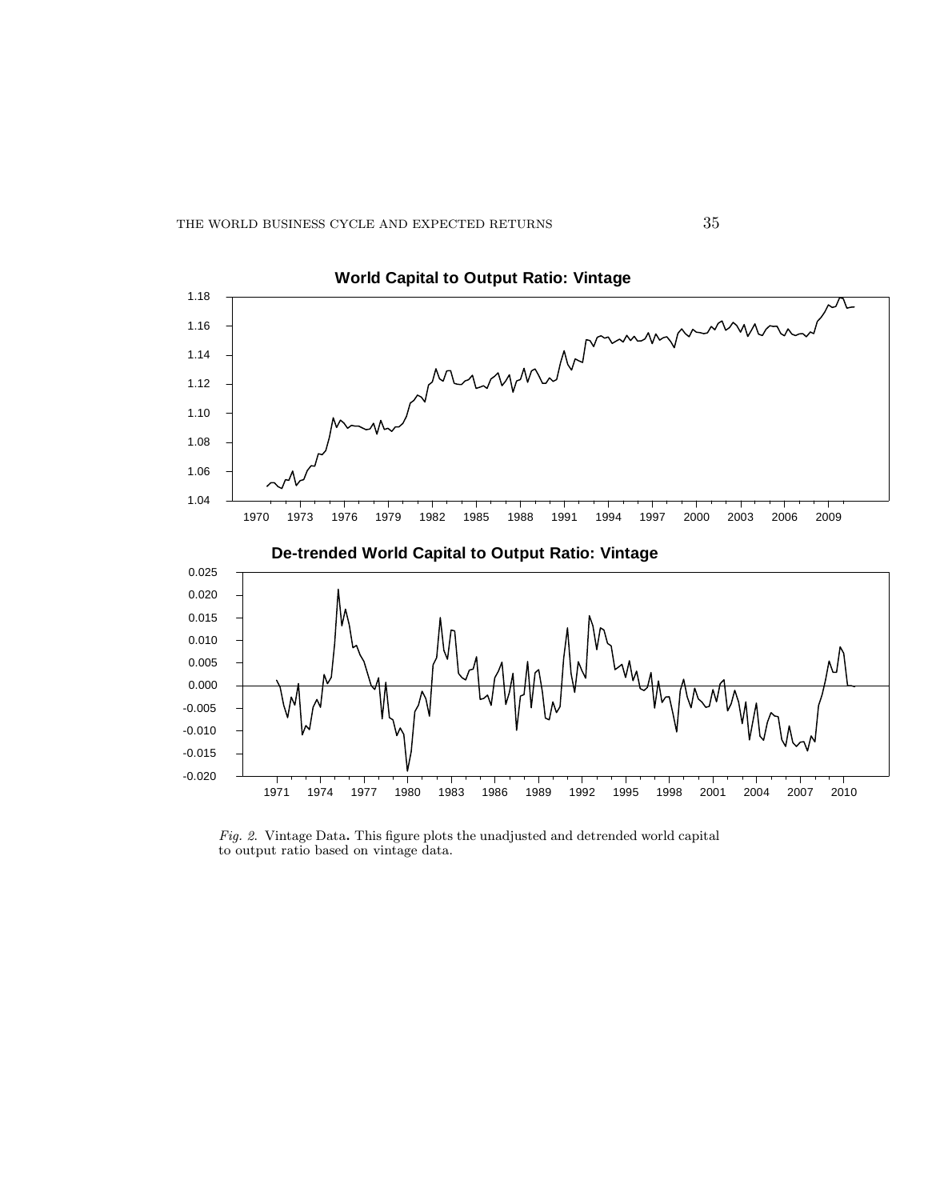*Fig. 2.* Vintage Data. This figure plots the unadjusted and detrended world capital to output ratio based on vintage data.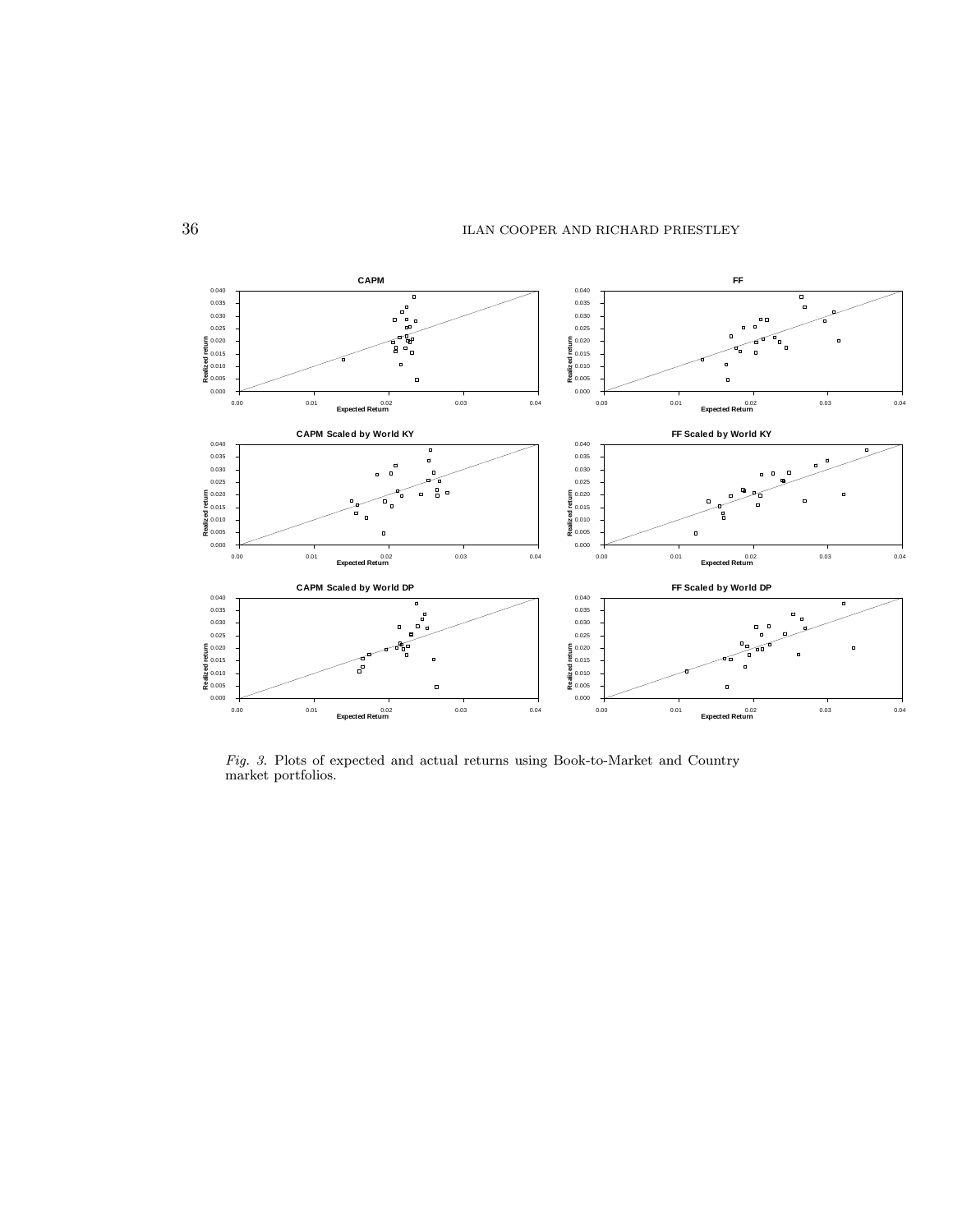*Fig. 3.* Plots of expected and actual returns using Book-to-Market and Country market portfolios.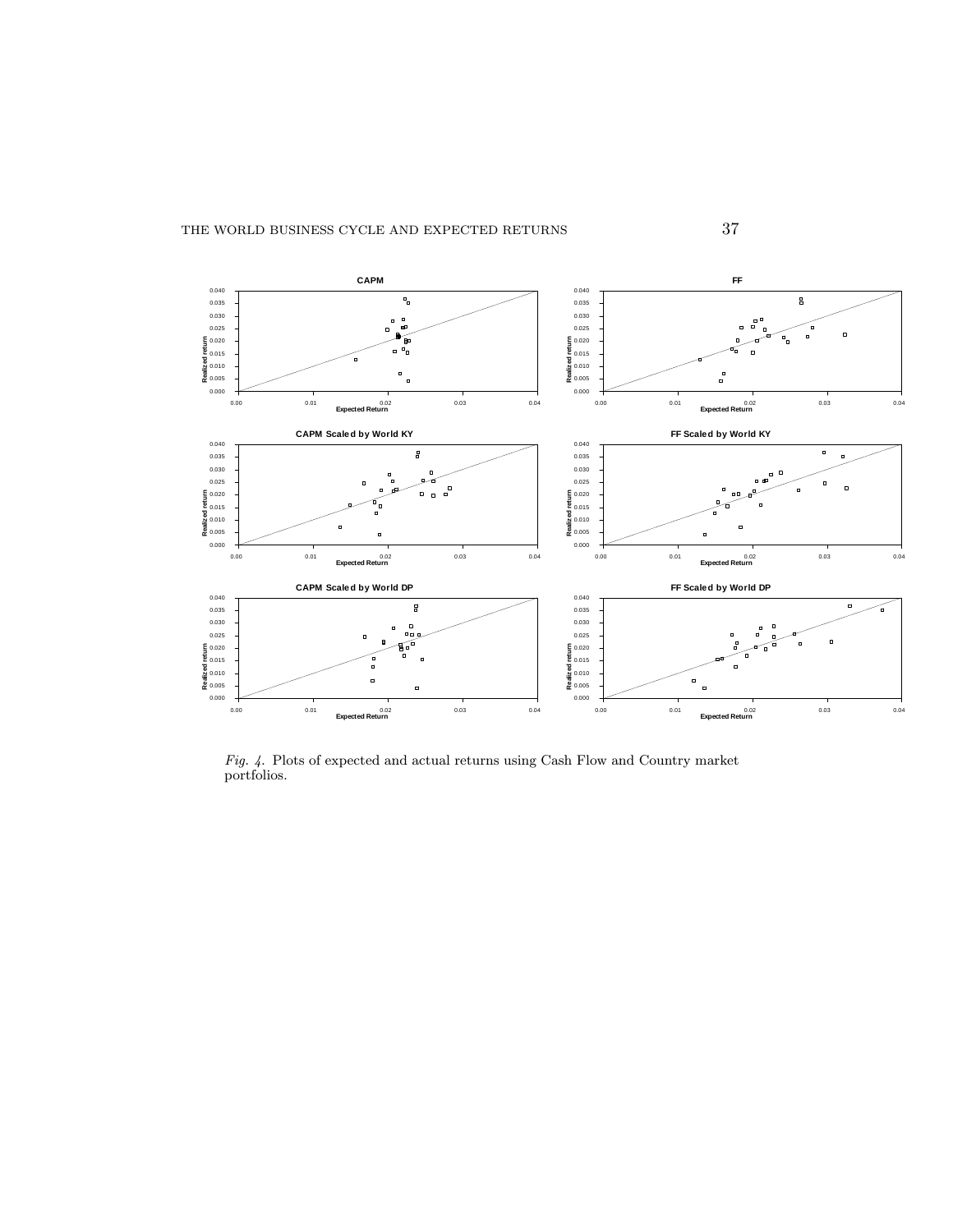*Fig. 4.* Plots of expected and actual returns using Cash Flow and Country market portfolios.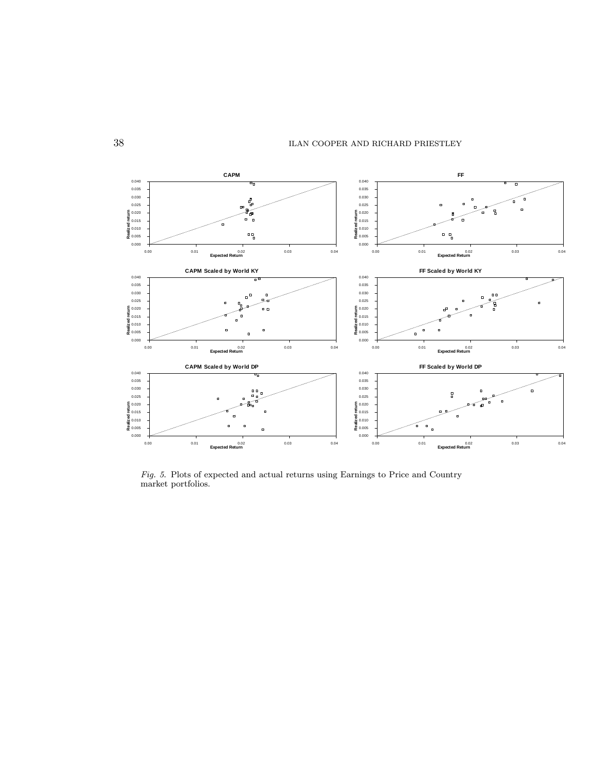*Fig. 5.* Plots of expected and actual returns using Earnings to Price and Country market portfolios.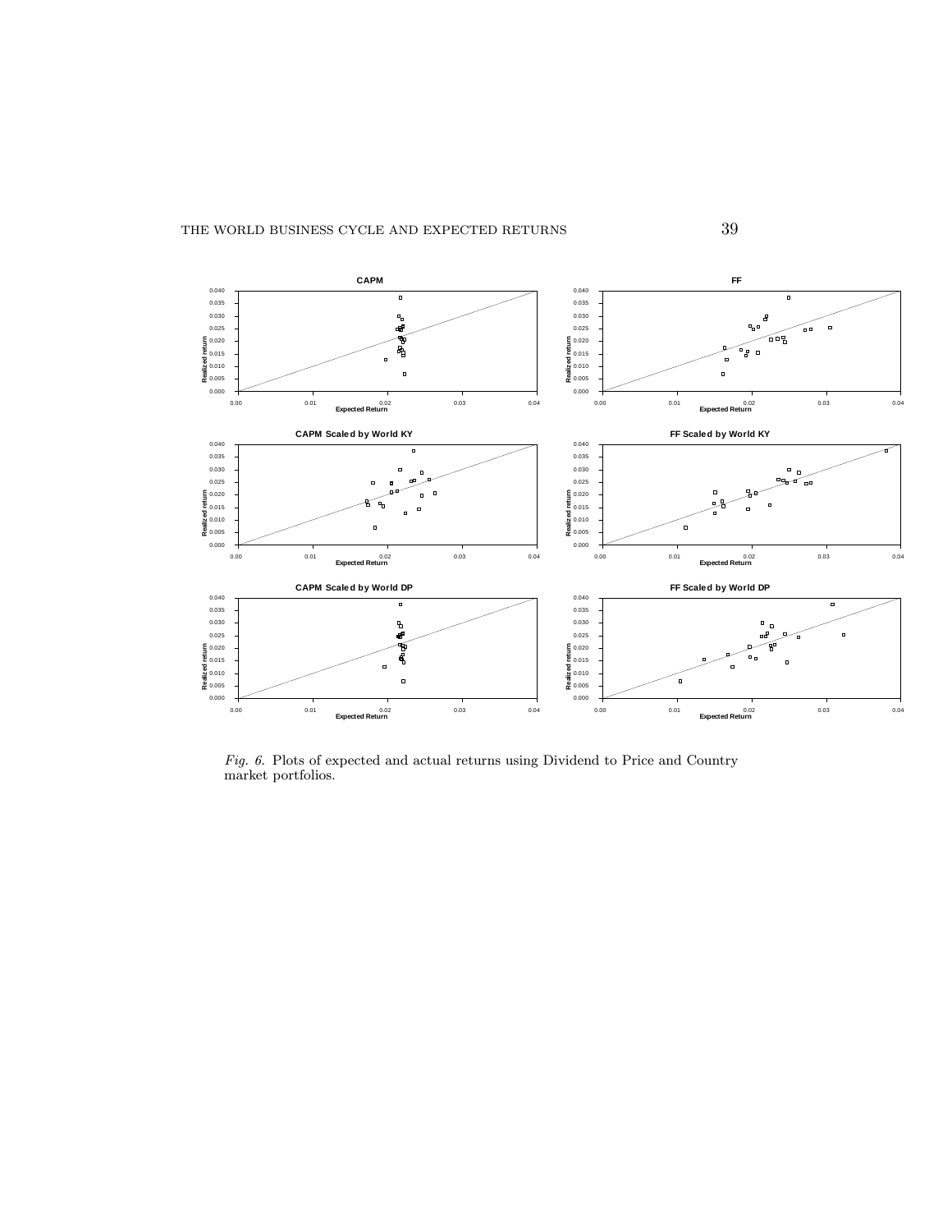CAPM

Realized return

0.040
0.035
0.030
0.025
0.020
0.015
0.010
0.005
0.000

0.00 0.01 0.02 0.03 0.04

Expected Return

FF

Realized return

0.040
0.035
0.030
0.025
0.020
0.015
0.010
0.005
0.000

0.00 0.01 0.02 0.03 0.04

Expected Return

CAPM Scaled by World KY

Realized return

0.040
0.035
0.030
0.025
0.020
0.015
0.010
0.005
0.000

0.00 0.01 0.02 0.03 0.04

Expected Return

FF Scaled by World KY

Realized return

0.040
0.035
0.030
0.025
0.020
0.015
0.010
0.005
0.000

0.00 0.01 0.02 0.03 0.04

Expected Return

CAPM Scaled by World DP

Realized return

0.040
0.035
0.030
0.025
0.020
0.015
0.010
0.005
0.000

0.00 0.01 0.02 0.03 0.04

Expected Return

FF Scaled by World DP

Realized return

0.040
0.035
0.030
0.025
0.020
0.015
0.010
0.005
0.000

0.00 0.01 0.02 0.03 0.04

Expected Return

*Fig. 6.* Plots of expected and actual returns using Dividend to Price and Country market portfolios.